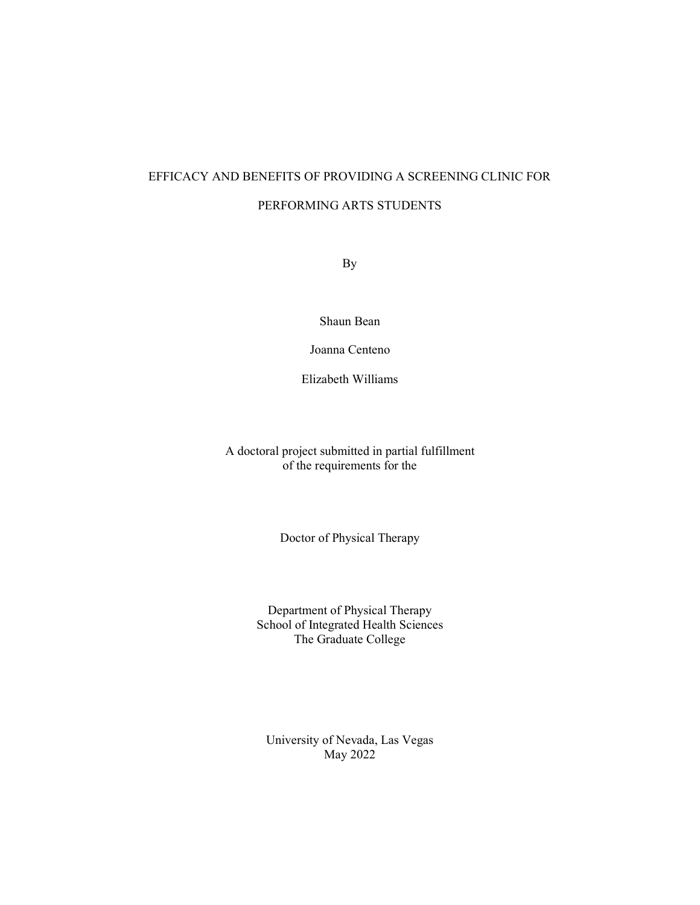# EFFICACY AND BENEFITS OF PROVIDING A SCREENING CLINIC FOR PERFORMING ARTS STUDENTS

By

Shaun Bean

Joanna Centeno

Elizabeth Williams

A doctoral project submitted in partial fulfillment
of the requirements for the

Doctor of Physical Therapy

Department of Physical Therapy
School of Integrated Health Sciences
The Graduate College

University of Nevada, Las Vegas
May 2022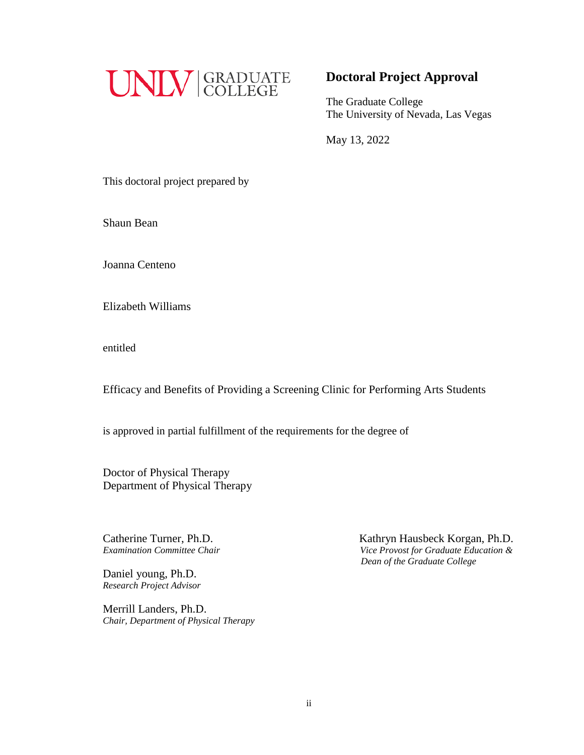UNLV | GRADUATE COLLEGE

## Doctoral Project Approval

The Graduate College
The University of Nevada, Las Vegas

May 13, 2022

This doctoral project prepared by

Shaun Bean

Joanna Centeno

Elizabeth Williams

entitled

Efficacy and Benefits of Providing a Screening Clinic for Performing Arts Students

is approved in partial fulfillment of the requirements for the degree of

Doctor of Physical Therapy
Department of Physical Therapy

Catherine Turner, Ph.D.
*Examination Committee Chair*

Daniel young, Ph.D.
*Research Project Advisor*

Merrill Landers, Ph.D.
*Chair, Department of Physical Therapy*

Kathryn Hausbeck Korgan, Ph.D.
*Vice Provost for Graduate Education & Dean of the Graduate College*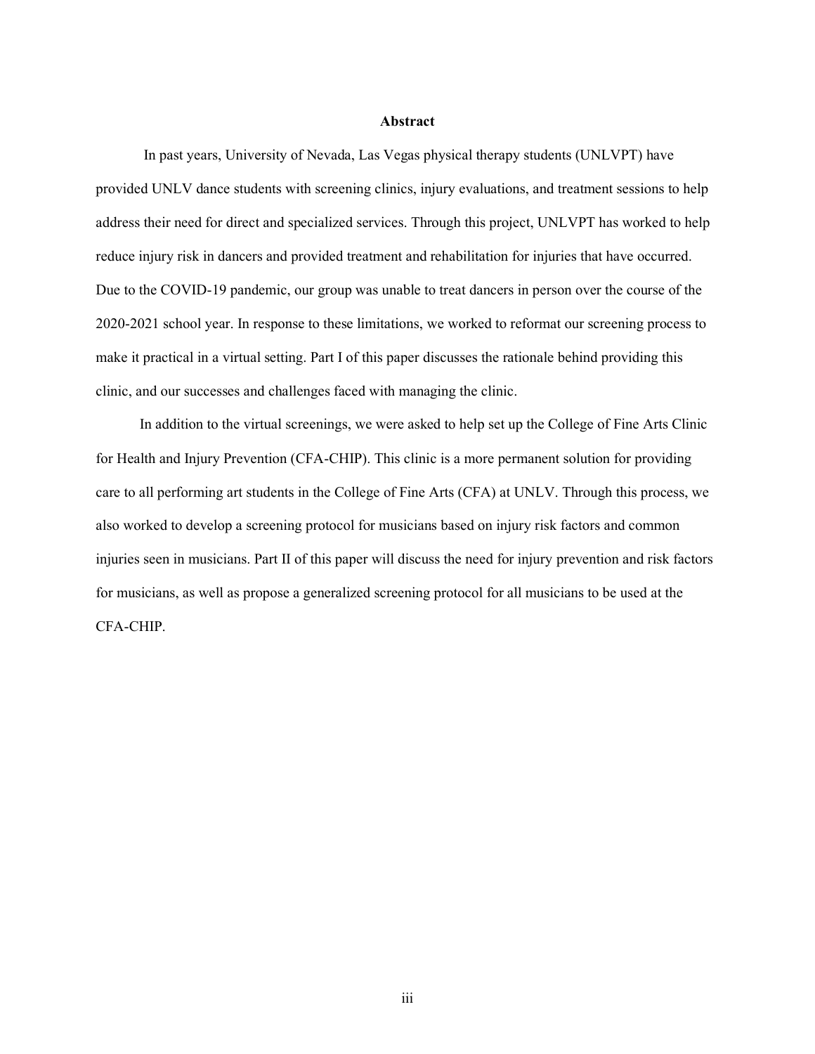# Abstract

In past years, University of Nevada, Las Vegas physical therapy students (UNLVPT) have provided UNLV dance students with screening clinics, injury evaluations, and treatment sessions to help address their need for direct and specialized services. Through this project, UNLVPT has worked to help reduce injury risk in dancers and provided treatment and rehabilitation for injuries that have occurred. Due to the COVID-19 pandemic, our group was unable to treat dancers in person over the course of the 2020-2021 school year. In response to these limitations, we worked to reformat our screening process to make it practical in a virtual setting. Part I of this paper discusses the rationale behind providing this clinic, and our successes and challenges faced with managing the clinic.

In addition to the virtual screenings, we were asked to help set up the College of Fine Arts Clinic for Health and Injury Prevention (CFA-CHIP). This clinic is a more permanent solution for providing care to all performing art students in the College of Fine Arts (CFA) at UNLV. Through this process, we also worked to develop a screening protocol for musicians based on injury risk factors and common injuries seen in musicians. Part II of this paper will discuss the need for injury prevention and risk factors for musicians, as well as propose a generalized screening protocol for all musicians to be used at the CFA-CHIP.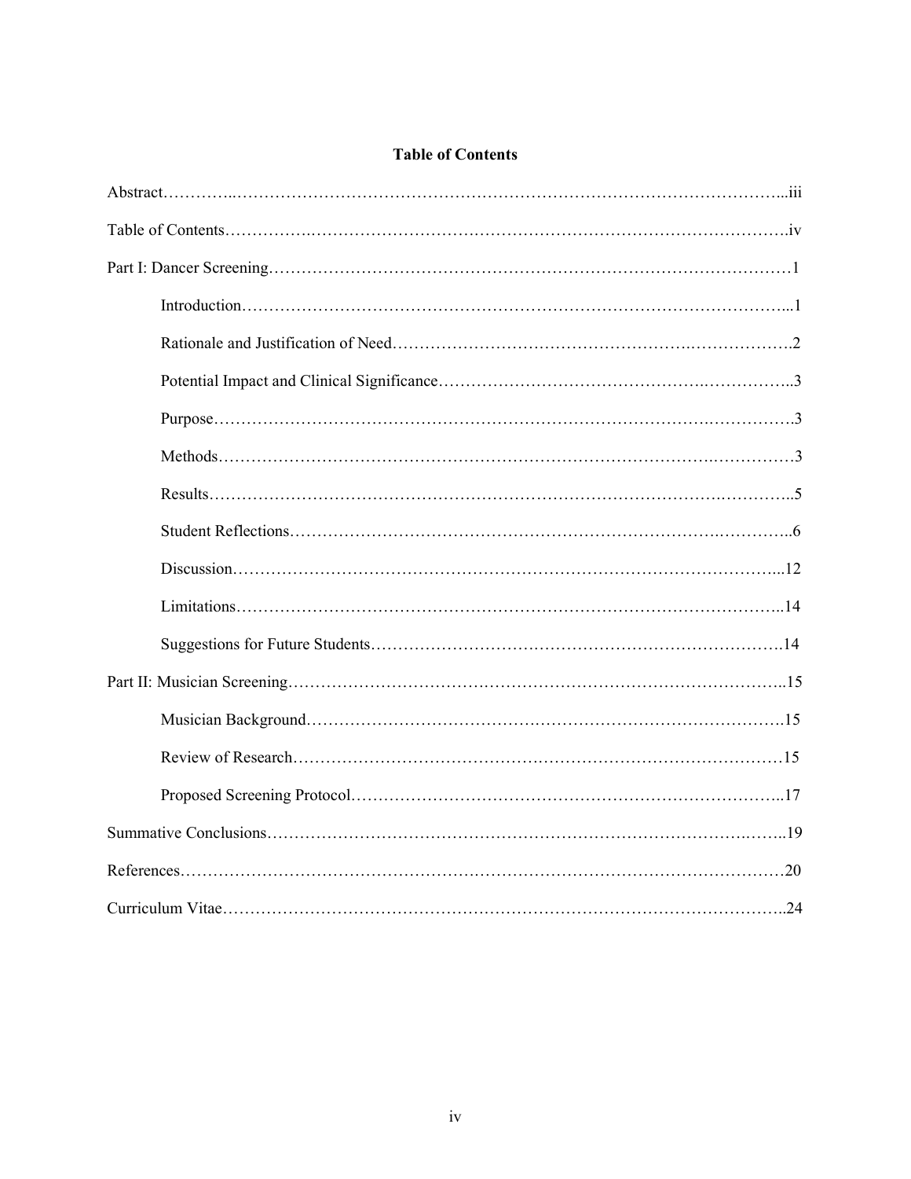## Table of Contents

Abstract…………………………………………………………………………………………iii

Table of Contents…………………………………………………………………………………iv

Part I: Dancer Screening…………………………………………………………………………1

- Introduction……………………………………………………………………………………1
- Rationale and Justification of Need……………………………………………………………2
- Potential Impact and Clinical Significance……………………………………………………3
- Purpose…………………………………………………………………………………………3
- Methods…………………………………………………………………………………………3
- Results…………………………………………………………………………………………5
- Student Reflections……………………………………………………………………………6
- Discussion………………………………………………………………………………………12
- Limitations……………………………………………………………………………………14
- Suggestions for Future Students………………………………………………………………14

Part II: Musician Screening………………………………………………………………………15

- Musician Background…………………………………………………………………………15
- Review of Research……………………………………………………………………………15
- Proposed Screening Protocol…………………………………………………………………17

Summative Conclusions…………………………………………………………………………19

References…………………………………………………………………………………………20

Curriculum Vitae…………………………………………………………………………………24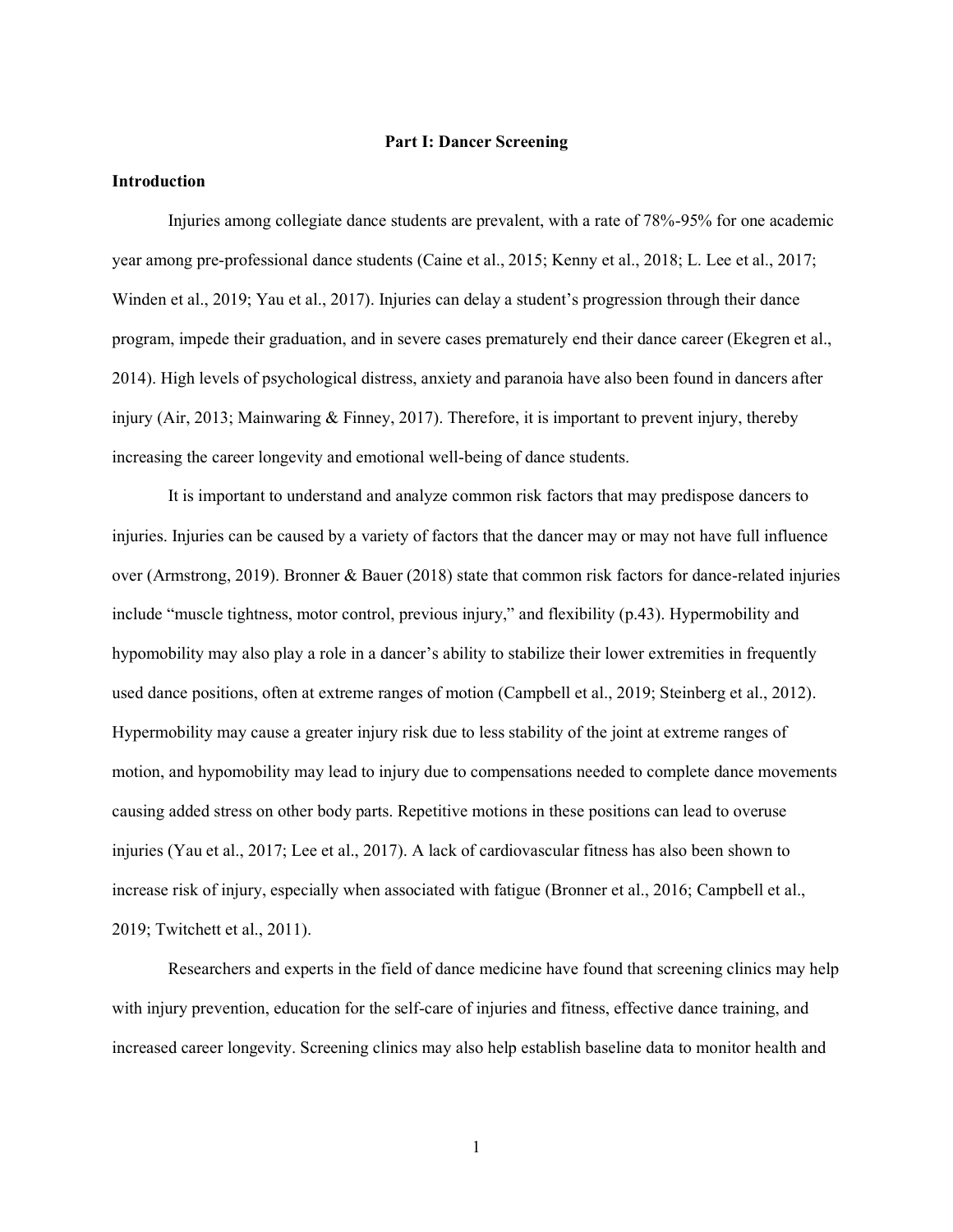## Part I: Dancer Screening

### Introduction

Injuries among collegiate dance students are prevalent, with a rate of 78%-95% for one academic year among pre-professional dance students (Caine et al., 2015; Kenny et al., 2018; L. Lee et al., 2017; Winden et al., 2019; Yau et al., 2017). Injuries can delay a student's progression through their dance program, impede their graduation, and in severe cases prematurely end their dance career (Ekegren et al., 2014). High levels of psychological distress, anxiety and paranoia have also been found in dancers after injury (Air, 2013; Mainwaring & Finney, 2017). Therefore, it is important to prevent injury, thereby increasing the career longevity and emotional well-being of dance students.

It is important to understand and analyze common risk factors that may predispose dancers to injuries. Injuries can be caused by a variety of factors that the dancer may or may not have full influence over (Armstrong, 2019). Bronner & Bauer (2018) state that common risk factors for dance-related injuries include "muscle tightness, motor control, previous injury," and flexibility (p.43). Hypermobility and hypomobility may also play a role in a dancer's ability to stabilize their lower extremities in frequently used dance positions, often at extreme ranges of motion (Campbell et al., 2019; Steinberg et al., 2012). Hypermobility may cause a greater injury risk due to less stability of the joint at extreme ranges of motion, and hypomobility may lead to injury due to compensations needed to complete dance movements causing added stress on other body parts. Repetitive motions in these positions can lead to overuse injuries (Yau et al., 2017; Lee et al., 2017). A lack of cardiovascular fitness has also been shown to increase risk of injury, especially when associated with fatigue (Bronner et al., 2016; Campbell et al., 2019; Twitchett et al., 2011).

Researchers and experts in the field of dance medicine have found that screening clinics may help with injury prevention, education for the self-care of injuries and fitness, effective dance training, and increased career longevity. Screening clinics may also help establish baseline data to monitor health and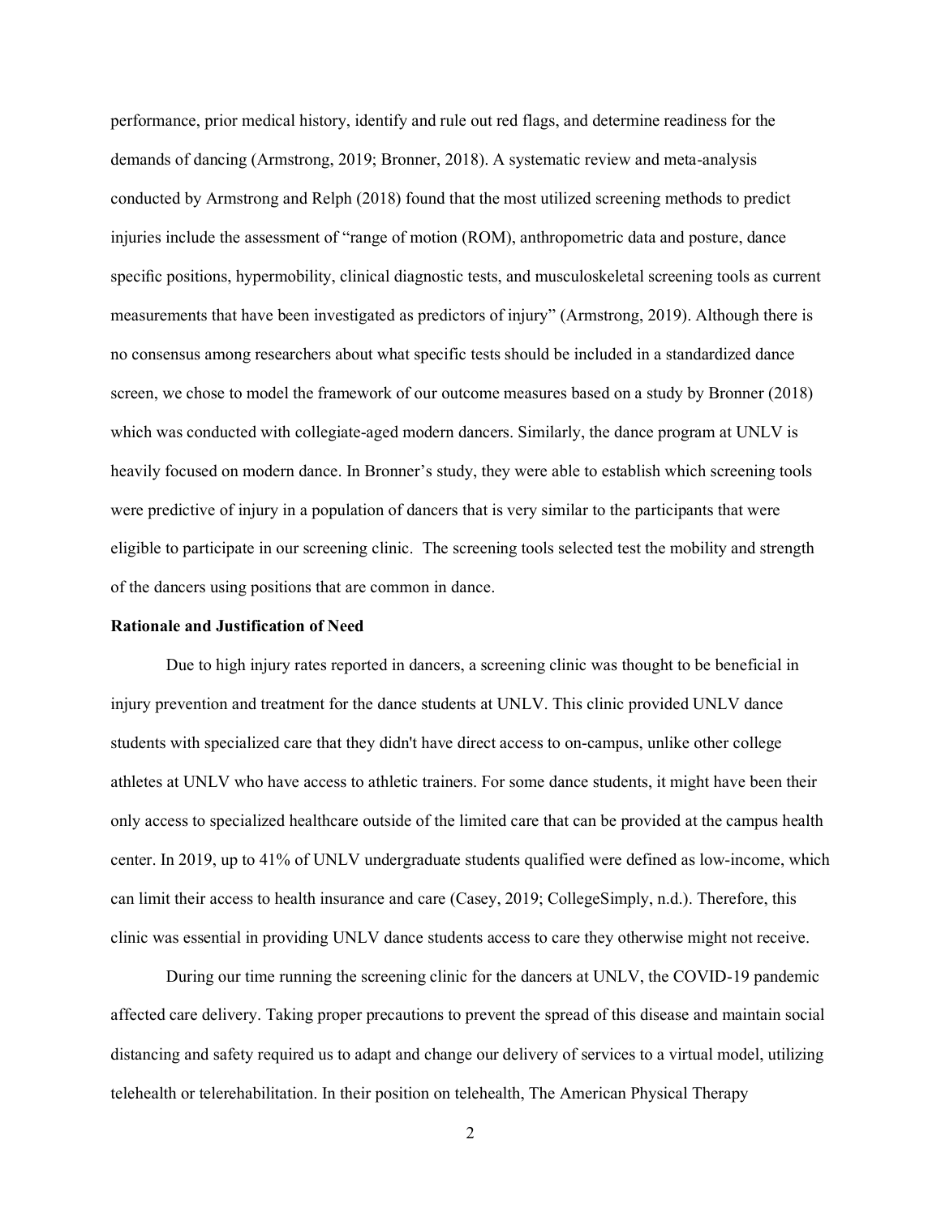performance, prior medical history, identify and rule out red flags, and determine readiness for the demands of dancing (Armstrong, 2019; Bronner, 2018). A systematic review and meta-analysis conducted by Armstrong and Relph (2018) found that the most utilized screening methods to predict injuries include the assessment of "range of motion (ROM), anthropometric data and posture, dance specific positions, hypermobility, clinical diagnostic tests, and musculoskeletal screening tools as current measurements that have been investigated as predictors of injury" (Armstrong, 2019). Although there is no consensus among researchers about what specific tests should be included in a standardized dance screen, we chose to model the framework of our outcome measures based on a study by Bronner (2018) which was conducted with collegiate-aged modern dancers. Similarly, the dance program at UNLV is heavily focused on modern dance. In Bronner's study, they were able to establish which screening tools were predictive of injury in a population of dancers that is very similar to the participants that were eligible to participate in our screening clinic. The screening tools selected test the mobility and strength of the dancers using positions that are common in dance.

**Rationale and Justification of Need**

Due to high injury rates reported in dancers, a screening clinic was thought to be beneficial in injury prevention and treatment for the dance students at UNLV. This clinic provided UNLV dance students with specialized care that they didn't have direct access to on-campus, unlike other college athletes at UNLV who have access to athletic trainers. For some dance students, it might have been their only access to specialized healthcare outside of the limited care that can be provided at the campus health center. In 2019, up to 41% of UNLV undergraduate students qualified were defined as low-income, which can limit their access to health insurance and care (Casey, 2019; CollegeSimply, n.d.). Therefore, this clinic was essential in providing UNLV dance students access to care they otherwise might not receive.

During our time running the screening clinic for the dancers at UNLV, the COVID-19 pandemic affected care delivery. Taking proper precautions to prevent the spread of this disease and maintain social distancing and safety required us to adapt and change our delivery of services to a virtual model, utilizing telehealth or telerehabilitation. In their position on telehealth, The American Physical Therapy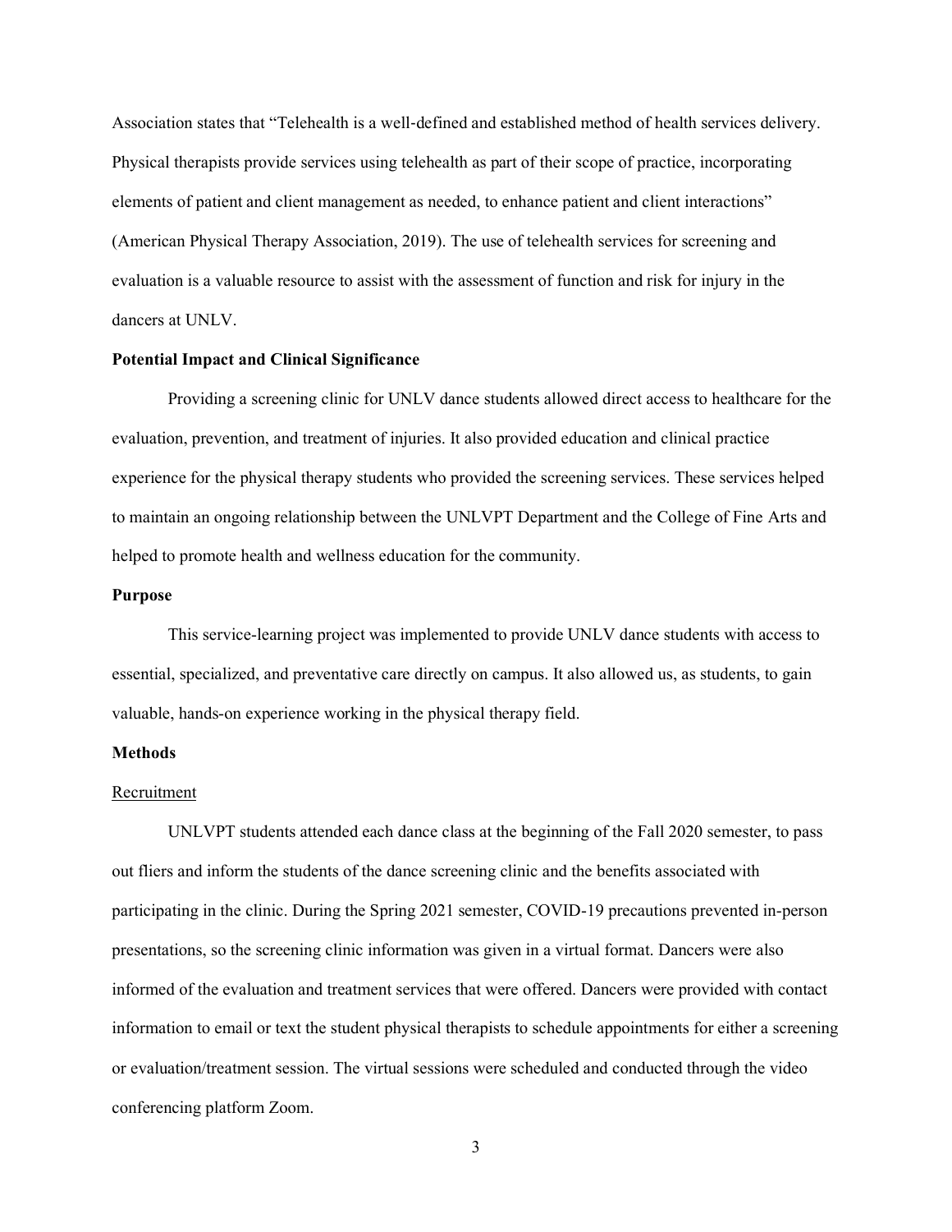Association states that "Telehealth is a well-defined and established method of health services delivery. Physical therapists provide services using telehealth as part of their scope of practice, incorporating elements of patient and client management as needed, to enhance patient and client interactions" (American Physical Therapy Association, 2019). The use of telehealth services for screening and evaluation is a valuable resource to assist with the assessment of function and risk for injury in the dancers at UNLV.

**Potential Impact and Clinical Significance**

Providing a screening clinic for UNLV dance students allowed direct access to healthcare for the evaluation, prevention, and treatment of injuries. It also provided education and clinical practice experience for the physical therapy students who provided the screening services. These services helped to maintain an ongoing relationship between the UNLVPT Department and the College of Fine Arts and helped to promote health and wellness education for the community.

**Purpose**

This service-learning project was implemented to provide UNLV dance students with access to essential, specialized, and preventative care directly on campus. It also allowed us, as students, to gain valuable, hands-on experience working in the physical therapy field.

**Methods**

<u>Recruitment</u>

UNLVPT students attended each dance class at the beginning of the Fall 2020 semester, to pass out fliers and inform the students of the dance screening clinic and the benefits associated with participating in the clinic. During the Spring 2021 semester, COVID-19 precautions prevented in-person presentations, so the screening clinic information was given in a virtual format. Dancers were also informed of the evaluation and treatment services that were offered. Dancers were provided with contact information to email or text the student physical therapists to schedule appointments for either a screening or evaluation/treatment session. The virtual sessions were scheduled and conducted through the video conferencing platform Zoom.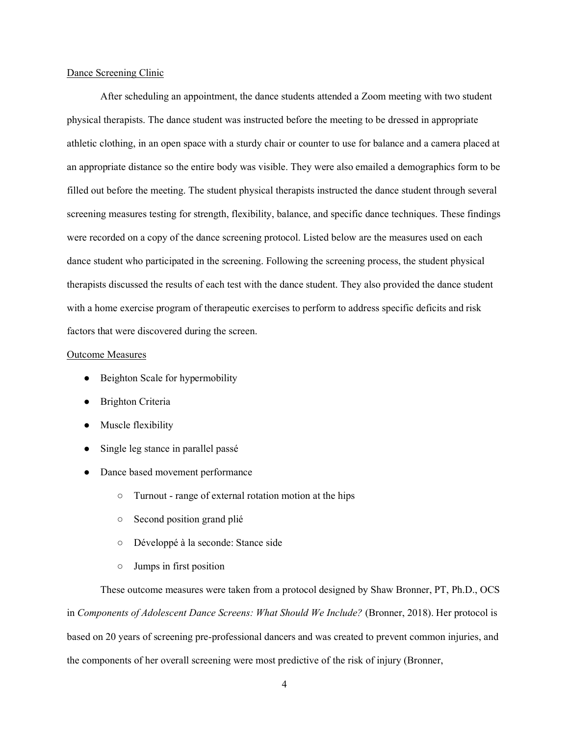## Dance Screening Clinic

After scheduling an appointment, the dance students attended a Zoom meeting with two student physical therapists. The dance student was instructed before the meeting to be dressed in appropriate athletic clothing, in an open space with a sturdy chair or counter to use for balance and a camera placed at an appropriate distance so the entire body was visible. They were also emailed a demographics form to be filled out before the meeting. The student physical therapists instructed the dance student through several screening measures testing for strength, flexibility, balance, and specific dance techniques. These findings were recorded on a copy of the dance screening protocol. Listed below are the measures used on each dance student who participated in the screening. Following the screening process, the student physical therapists discussed the results of each test with the dance student. They also provided the dance student with a home exercise program of therapeutic exercises to perform to address specific deficits and risk factors that were discovered during the screen.

## Outcome Measures

- Beighton Scale for hypermobility
- Brighton Criteria
- Muscle flexibility
- Single leg stance in parallel passé
- Dance based movement performance
  - Turnout - range of external rotation motion at the hips
  - Second position grand plié
  - Développé à la seconde: Stance side
  - Jumps in first position

These outcome measures were taken from a protocol designed by Shaw Bronner, PT, Ph.D., OCS in *Components of Adolescent Dance Screens: What Should We Include?* (Bronner, 2018). Her protocol is based on 20 years of screening pre-professional dancers and was created to prevent common injuries, and the components of her overall screening were most predictive of the risk of injury (Bronner,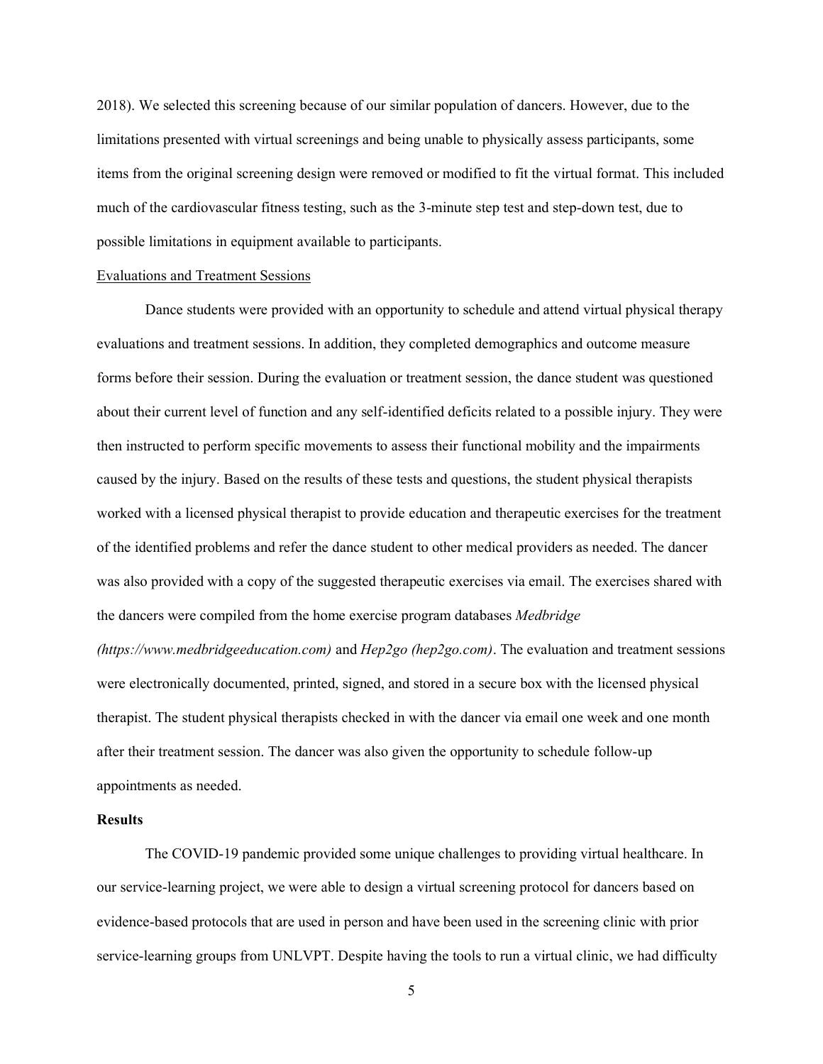2018). We selected this screening because of our similar population of dancers. However, due to the limitations presented with virtual screenings and being unable to physically assess participants, some items from the original screening design were removed or modified to fit the virtual format. This included much of the cardiovascular fitness testing, such as the 3-minute step test and step-down test, due to possible limitations in equipment available to participants.

<u>Evaluations and Treatment Sessions</u>

Dance students were provided with an opportunity to schedule and attend virtual physical therapy evaluations and treatment sessions. In addition, they completed demographics and outcome measure forms before their session. During the evaluation or treatment session, the dance student was questioned about their current level of function and any self-identified deficits related to a possible injury. They were then instructed to perform specific movements to assess their functional mobility and the impairments caused by the injury. Based on the results of these tests and questions, the student physical therapists worked with a licensed physical therapist to provide education and therapeutic exercises for the treatment of the identified problems and refer the dance student to other medical providers as needed. The dancer was also provided with a copy of the suggested therapeutic exercises via email. The exercises shared with the dancers were compiled from the home exercise program databases *Medbridge (https://www.medbridgeeducation.com)* and *Hep2go (hep2go.com)*. The evaluation and treatment sessions were electronically documented, printed, signed, and stored in a secure box with the licensed physical therapist. The student physical therapists checked in with the dancer via email one week and one month after their treatment session. The dancer was also given the opportunity to schedule follow-up appointments as needed.

**Results**

The COVID-19 pandemic provided some unique challenges to providing virtual healthcare. In our service-learning project, we were able to design a virtual screening protocol for dancers based on evidence-based protocols that are used in person and have been used in the screening clinic with prior service-learning groups from UNLVPT. Despite having the tools to run a virtual clinic, we had difficulty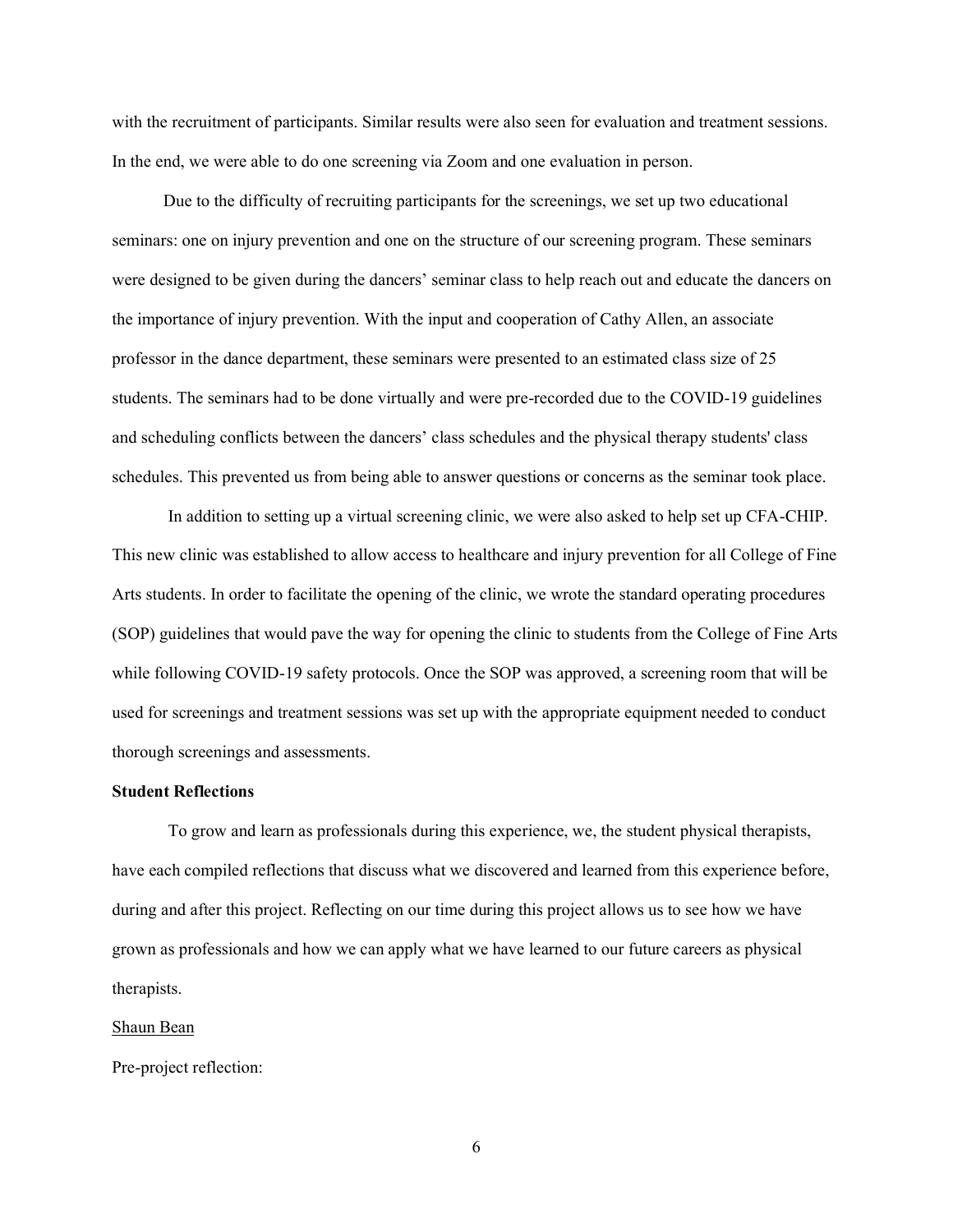with the recruitment of participants. Similar results were also seen for evaluation and treatment sessions. In the end, we were able to do one screening via Zoom and one evaluation in person.

Due to the difficulty of recruiting participants for the screenings, we set up two educational seminars: one on injury prevention and one on the structure of our screening program. These seminars were designed to be given during the dancers' seminar class to help reach out and educate the dancers on the importance of injury prevention. With the input and cooperation of Cathy Allen, an associate professor in the dance department, these seminars were presented to an estimated class size of 25 students. The seminars had to be done virtually and were pre-recorded due to the COVID-19 guidelines and scheduling conflicts between the dancers' class schedules and the physical therapy students' class schedules. This prevented us from being able to answer questions or concerns as the seminar took place.

In addition to setting up a virtual screening clinic, we were also asked to help set up CFA-CHIP. This new clinic was established to allow access to healthcare and injury prevention for all College of Fine Arts students. In order to facilitate the opening of the clinic, we wrote the standard operating procedures (SOP) guidelines that would pave the way for opening the clinic to students from the College of Fine Arts while following COVID-19 safety protocols. Once the SOP was approved, a screening room that will be used for screenings and treatment sessions was set up with the appropriate equipment needed to conduct thorough screenings and assessments.

**Student Reflections**

To grow and learn as professionals during this experience, we, the student physical therapists, have each compiled reflections that discuss what we discovered and learned from this experience before, during and after this project. Reflecting on our time during this project allows us to see how we have grown as professionals and how we can apply what we have learned to our future careers as physical therapists.

<u>Shaun Bean</u>

Pre-project reflection: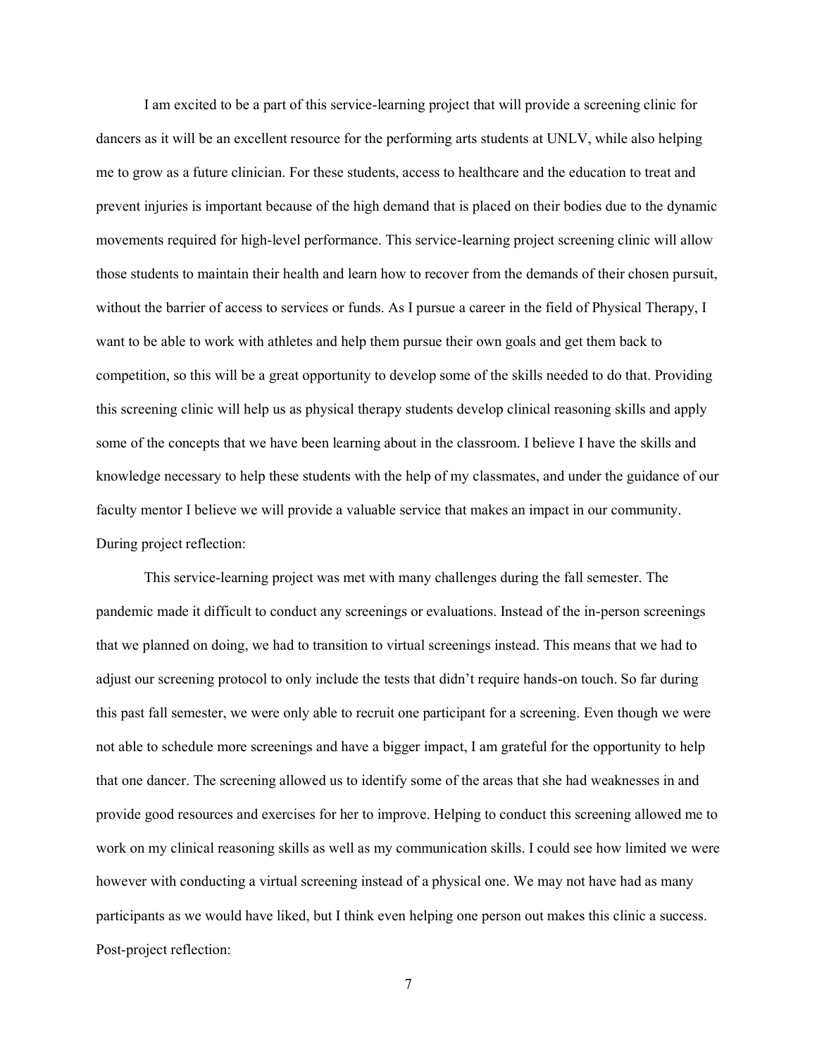I am excited to be a part of this service-learning project that will provide a screening clinic for dancers as it will be an excellent resource for the performing arts students at UNLV, while also helping me to grow as a future clinician. For these students, access to healthcare and the education to treat and prevent injuries is important because of the high demand that is placed on their bodies due to the dynamic movements required for high-level performance. This service-learning project screening clinic will allow those students to maintain their health and learn how to recover from the demands of their chosen pursuit, without the barrier of access to services or funds. As I pursue a career in the field of Physical Therapy, I want to be able to work with athletes and help them pursue their own goals and get them back to competition, so this will be a great opportunity to develop some of the skills needed to do that. Providing this screening clinic will help us as physical therapy students develop clinical reasoning skills and apply some of the concepts that we have been learning about in the classroom. I believe I have the skills and knowledge necessary to help these students with the help of my classmates, and under the guidance of our faculty mentor I believe we will provide a valuable service that makes an impact in our community.

During project reflection:

This service-learning project was met with many challenges during the fall semester. The pandemic made it difficult to conduct any screenings or evaluations. Instead of the in-person screenings that we planned on doing, we had to transition to virtual screenings instead. This means that we had to adjust our screening protocol to only include the tests that didn't require hands-on touch. So far during this past fall semester, we were only able to recruit one participant for a screening. Even though we were not able to schedule more screenings and have a bigger impact, I am grateful for the opportunity to help that one dancer. The screening allowed us to identify some of the areas that she had weaknesses in and provide good resources and exercises for her to improve. Helping to conduct this screening allowed me to work on my clinical reasoning skills as well as my communication skills. I could see how limited we were however with conducting a virtual screening instead of a physical one. We may not have had as many participants as we would have liked, but I think even helping one person out makes this clinic a success.

Post-project reflection: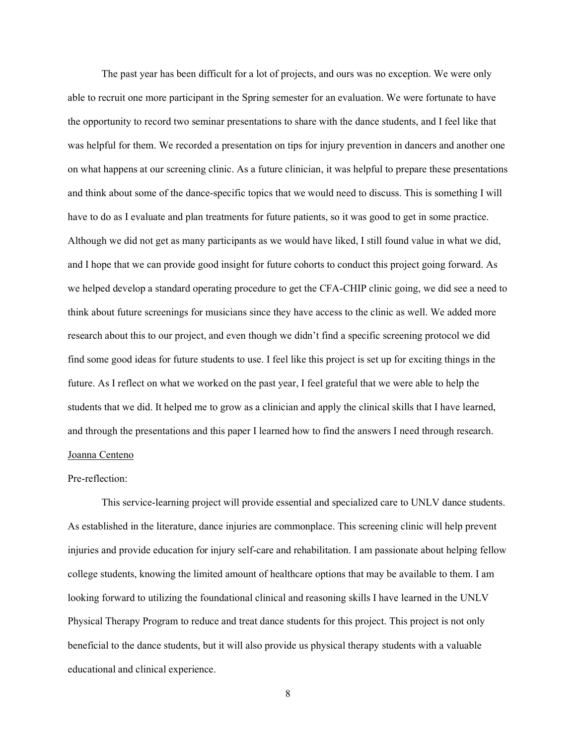The past year has been difficult for a lot of projects, and ours was no exception. We were only able to recruit one more participant in the Spring semester for an evaluation. We were fortunate to have the opportunity to record two seminar presentations to share with the dance students, and I feel like that was helpful for them. We recorded a presentation on tips for injury prevention in dancers and another one on what happens at our screening clinic. As a future clinician, it was helpful to prepare these presentations and think about some of the dance-specific topics that we would need to discuss. This is something I will have to do as I evaluate and plan treatments for future patients, so it was good to get in some practice. Although we did not get as many participants as we would have liked, I still found value in what we did, and I hope that we can provide good insight for future cohorts to conduct this project going forward. As we helped develop a standard operating procedure to get the CFA-CHIP clinic going, we did see a need to think about future screenings for musicians since they have access to the clinic as well. We added more research about this to our project, and even though we didn't find a specific screening protocol we did find some good ideas for future students to use. I feel like this project is set up for exciting things in the future. As I reflect on what we worked on the past year, I feel grateful that we were able to help the students that we did. It helped me to grow as a clinician and apply the clinical skills that I have learned, and through the presentations and this paper I learned how to find the answers I need through research.

<u>Joanna Centeno</u>

Pre-reflection:

This service-learning project will provide essential and specialized care to UNLV dance students. As established in the literature, dance injuries are commonplace. This screening clinic will help prevent injuries and provide education for injury self-care and rehabilitation. I am passionate about helping fellow college students, knowing the limited amount of healthcare options that may be available to them. I am looking forward to utilizing the foundational clinical and reasoning skills I have learned in the UNLV Physical Therapy Program to reduce and treat dance students for this project. This project is not only beneficial to the dance students, but it will also provide us physical therapy students with a valuable educational and clinical experience.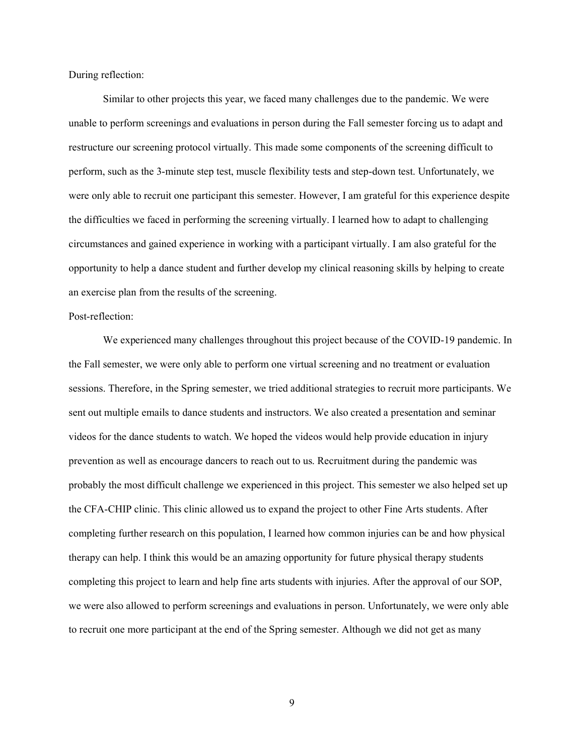During reflection:

Similar to other projects this year, we faced many challenges due to the pandemic. We were unable to perform screenings and evaluations in person during the Fall semester forcing us to adapt and restructure our screening protocol virtually. This made some components of the screening difficult to perform, such as the 3-minute step test, muscle flexibility tests and step-down test. Unfortunately, we were only able to recruit one participant this semester. However, I am grateful for this experience despite the difficulties we faced in performing the screening virtually. I learned how to adapt to challenging circumstances and gained experience in working with a participant virtually. I am also grateful for the opportunity to help a dance student and further develop my clinical reasoning skills by helping to create an exercise plan from the results of the screening.

Post-reflection:

We experienced many challenges throughout this project because of the COVID-19 pandemic. In the Fall semester, we were only able to perform one virtual screening and no treatment or evaluation sessions. Therefore, in the Spring semester, we tried additional strategies to recruit more participants. We sent out multiple emails to dance students and instructors. We also created a presentation and seminar videos for the dance students to watch. We hoped the videos would help provide education in injury prevention as well as encourage dancers to reach out to us. Recruitment during the pandemic was probably the most difficult challenge we experienced in this project. This semester we also helped set up the CFA-CHIP clinic. This clinic allowed us to expand the project to other Fine Arts students. After completing further research on this population, I learned how common injuries can be and how physical therapy can help. I think this would be an amazing opportunity for future physical therapy students completing this project to learn and help fine arts students with injuries. After the approval of our SOP, we were also allowed to perform screenings and evaluations in person. Unfortunately, we were only able to recruit one more participant at the end of the Spring semester. Although we did not get as many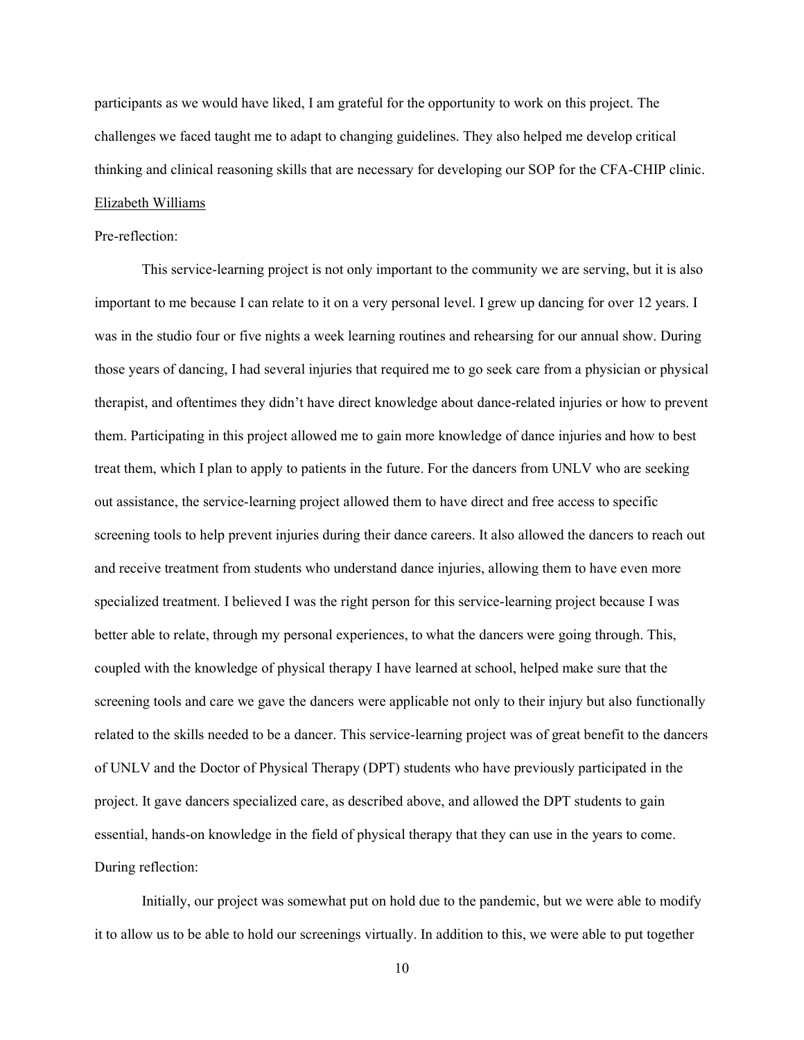participants as we would have liked, I am grateful for the opportunity to work on this project. The challenges we faced taught me to adapt to changing guidelines. They also helped me develop critical thinking and clinical reasoning skills that are necessary for developing our SOP for the CFA-CHIP clinic.

<u>Elizabeth Williams</u>

Pre-reflection:

This service-learning project is not only important to the community we are serving, but it is also important to me because I can relate to it on a very personal level. I grew up dancing for over 12 years. I was in the studio four or five nights a week learning routines and rehearsing for our annual show. During those years of dancing, I had several injuries that required me to go seek care from a physician or physical therapist, and oftentimes they didn't have direct knowledge about dance-related injuries or how to prevent them. Participating in this project allowed me to gain more knowledge of dance injuries and how to best treat them, which I plan to apply to patients in the future. For the dancers from UNLV who are seeking out assistance, the service-learning project allowed them to have direct and free access to specific screening tools to help prevent injuries during their dance careers. It also allowed the dancers to reach out and receive treatment from students who understand dance injuries, allowing them to have even more specialized treatment. I believed I was the right person for this service-learning project because I was better able to relate, through my personal experiences, to what the dancers were going through. This, coupled with the knowledge of physical therapy I have learned at school, helped make sure that the screening tools and care we gave the dancers were applicable not only to their injury but also functionally related to the skills needed to be a dancer. This service-learning project was of great benefit to the dancers of UNLV and the Doctor of Physical Therapy (DPT) students who have previously participated in the project. It gave dancers specialized care, as described above, and allowed the DPT students to gain essential, hands-on knowledge in the field of physical therapy that they can use in the years to come.

During reflection:

Initially, our project was somewhat put on hold due to the pandemic, but we were able to modify it to allow us to be able to hold our screenings virtually. In addition to this, we were able to put together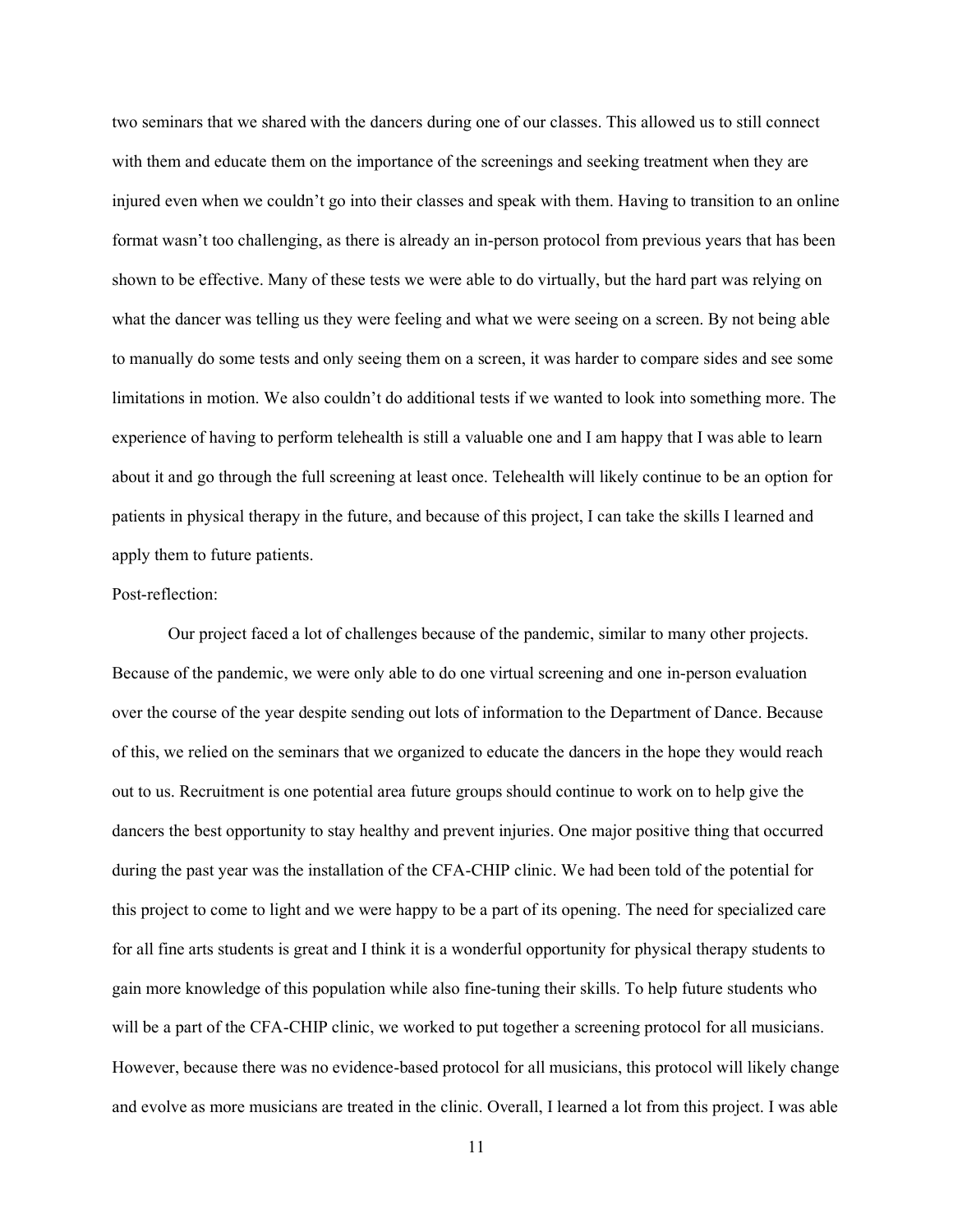two seminars that we shared with the dancers during one of our classes. This allowed us to still connect with them and educate them on the importance of the screenings and seeking treatment when they are injured even when we couldn't go into their classes and speak with them. Having to transition to an online format wasn't too challenging, as there is already an in-person protocol from previous years that has been shown to be effective. Many of these tests we were able to do virtually, but the hard part was relying on what the dancer was telling us they were feeling and what we were seeing on a screen. By not being able to manually do some tests and only seeing them on a screen, it was harder to compare sides and see some limitations in motion. We also couldn't do additional tests if we wanted to look into something more. The experience of having to perform telehealth is still a valuable one and I am happy that I was able to learn about it and go through the full screening at least once. Telehealth will likely continue to be an option for patients in physical therapy in the future, and because of this project, I can take the skills I learned and apply them to future patients.

Post-reflection:

Our project faced a lot of challenges because of the pandemic, similar to many other projects. Because of the pandemic, we were only able to do one virtual screening and one in-person evaluation over the course of the year despite sending out lots of information to the Department of Dance. Because of this, we relied on the seminars that we organized to educate the dancers in the hope they would reach out to us. Recruitment is one potential area future groups should continue to work on to help give the dancers the best opportunity to stay healthy and prevent injuries. One major positive thing that occurred during the past year was the installation of the CFA-CHIP clinic. We had been told of the potential for this project to come to light and we were happy to be a part of its opening. The need for specialized care for all fine arts students is great and I think it is a wonderful opportunity for physical therapy students to gain more knowledge of this population while also fine-tuning their skills. To help future students who will be a part of the CFA-CHIP clinic, we worked to put together a screening protocol for all musicians. However, because there was no evidence-based protocol for all musicians, this protocol will likely change and evolve as more musicians are treated in the clinic. Overall, I learned a lot from this project. I was able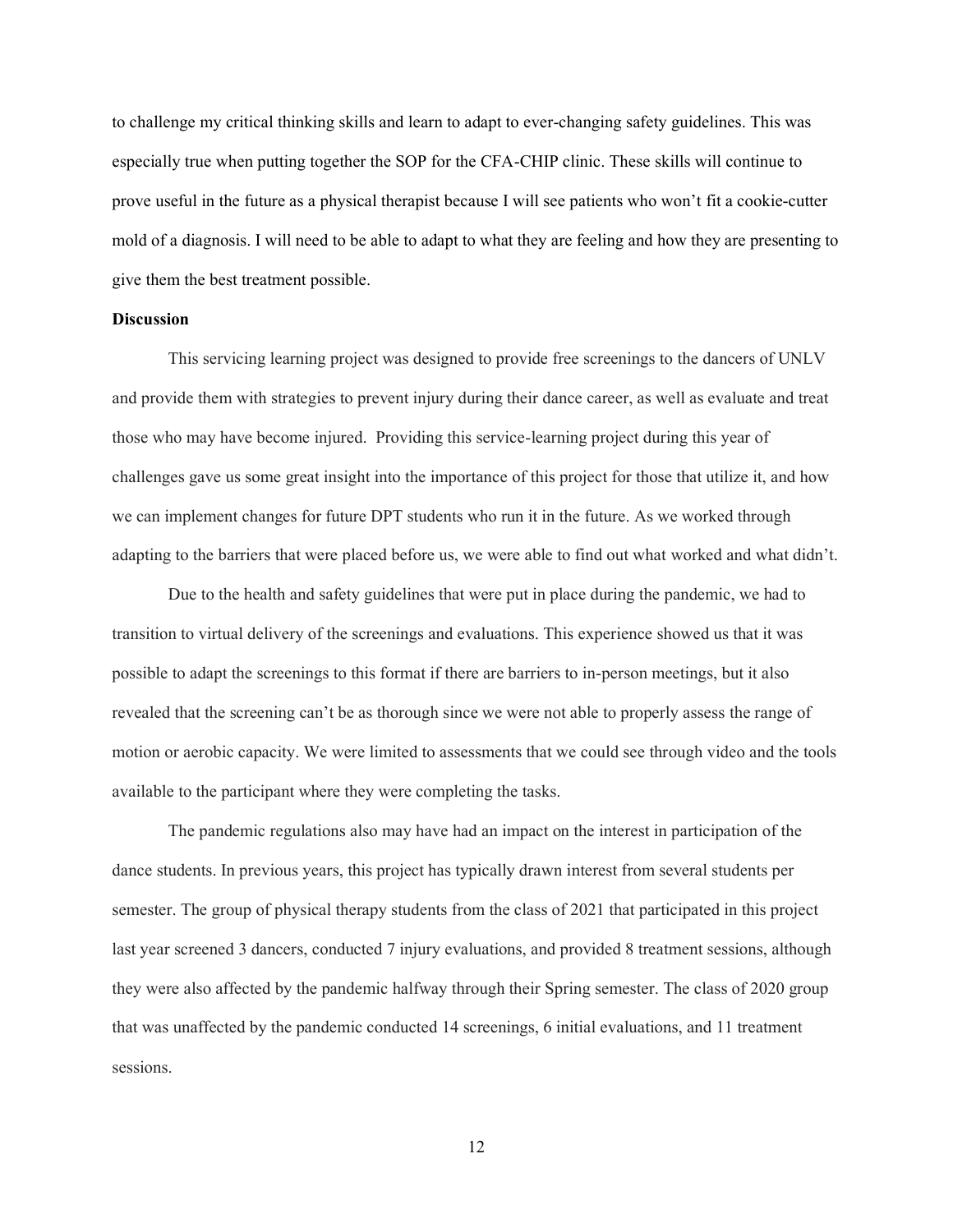to challenge my critical thinking skills and learn to adapt to ever-changing safety guidelines. This was especially true when putting together the SOP for the CFA-CHIP clinic. These skills will continue to prove useful in the future as a physical therapist because I will see patients who won't fit a cookie-cutter mold of a diagnosis. I will need to be able to adapt to what they are feeling and how they are presenting to give them the best treatment possible.

**Discussion**

This servicing learning project was designed to provide free screenings to the dancers of UNLV and provide them with strategies to prevent injury during their dance career, as well as evaluate and treat those who may have become injured. Providing this service-learning project during this year of challenges gave us some great insight into the importance of this project for those that utilize it, and how we can implement changes for future DPT students who run it in the future. As we worked through adapting to the barriers that were placed before us, we were able to find out what worked and what didn't.

Due to the health and safety guidelines that were put in place during the pandemic, we had to transition to virtual delivery of the screenings and evaluations. This experience showed us that it was possible to adapt the screenings to this format if there are barriers to in-person meetings, but it also revealed that the screening can't be as thorough since we were not able to properly assess the range of motion or aerobic capacity. We were limited to assessments that we could see through video and the tools available to the participant where they were completing the tasks.

The pandemic regulations also may have had an impact on the interest in participation of the dance students. In previous years, this project has typically drawn interest from several students per semester. The group of physical therapy students from the class of 2021 that participated in this project last year screened 3 dancers, conducted 7 injury evaluations, and provided 8 treatment sessions, although they were also affected by the pandemic halfway through their Spring semester. The class of 2020 group that was unaffected by the pandemic conducted 14 screenings, 6 initial evaluations, and 11 treatment sessions.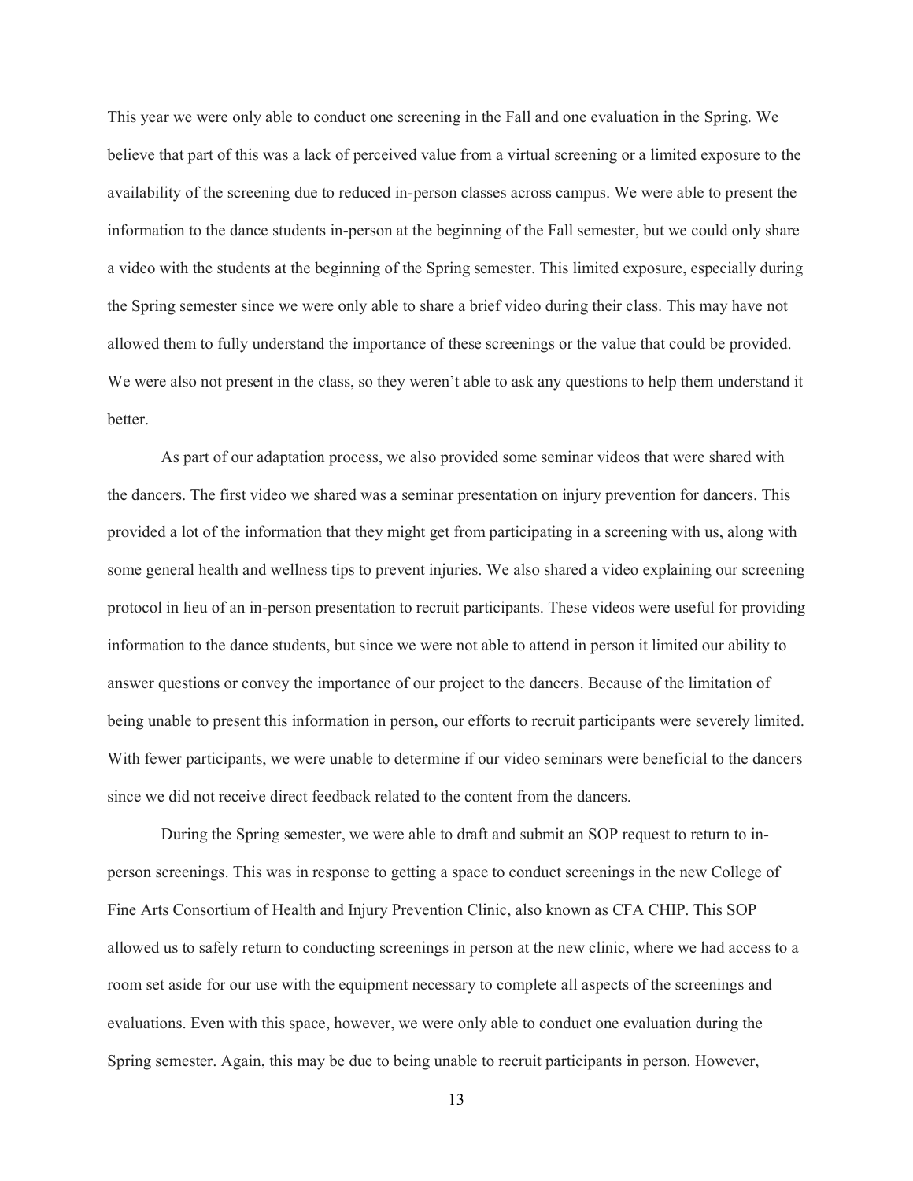This year we were only able to conduct one screening in the Fall and one evaluation in the Spring. We believe that part of this was a lack of perceived value from a virtual screening or a limited exposure to the availability of the screening due to reduced in-person classes across campus. We were able to present the information to the dance students in-person at the beginning of the Fall semester, but we could only share a video with the students at the beginning of the Spring semester. This limited exposure, especially during the Spring semester since we were only able to share a brief video during their class. This may have not allowed them to fully understand the importance of these screenings or the value that could be provided. We were also not present in the class, so they weren't able to ask any questions to help them understand it better.

As part of our adaptation process, we also provided some seminar videos that were shared with the dancers. The first video we shared was a seminar presentation on injury prevention for dancers. This provided a lot of the information that they might get from participating in a screening with us, along with some general health and wellness tips to prevent injuries. We also shared a video explaining our screening protocol in lieu of an in-person presentation to recruit participants. These videos were useful for providing information to the dance students, but since we were not able to attend in person it limited our ability to answer questions or convey the importance of our project to the dancers. Because of the limitation of being unable to present this information in person, our efforts to recruit participants were severely limited. With fewer participants, we were unable to determine if our video seminars were beneficial to the dancers since we did not receive direct feedback related to the content from the dancers.

During the Spring semester, we were able to draft and submit an SOP request to return to in-person screenings. This was in response to getting a space to conduct screenings in the new College of Fine Arts Consortium of Health and Injury Prevention Clinic, also known as CFA CHIP. This SOP allowed us to safely return to conducting screenings in person at the new clinic, where we had access to a room set aside for our use with the equipment necessary to complete all aspects of the screenings and evaluations. Even with this space, however, we were only able to conduct one evaluation during the Spring semester. Again, this may be due to being unable to recruit participants in person. However,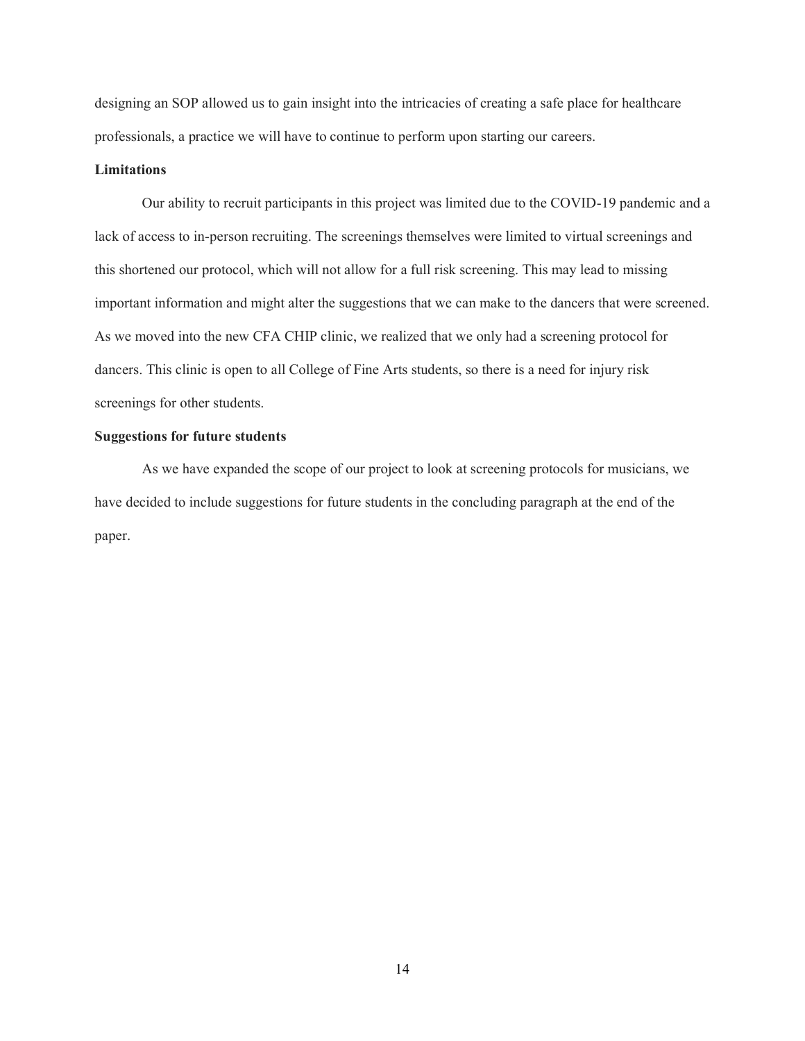designing an SOP allowed us to gain insight into the intricacies of creating a safe place for healthcare professionals, a practice we will have to continue to perform upon starting our careers.

**Limitations**

Our ability to recruit participants in this project was limited due to the COVID-19 pandemic and a lack of access to in-person recruiting. The screenings themselves were limited to virtual screenings and this shortened our protocol, which will not allow for a full risk screening. This may lead to missing important information and might alter the suggestions that we can make to the dancers that were screened. As we moved into the new CFA CHIP clinic, we realized that we only had a screening protocol for dancers. This clinic is open to all College of Fine Arts students, so there is a need for injury risk screenings for other students.

**Suggestions for future students**

As we have expanded the scope of our project to look at screening protocols for musicians, we have decided to include suggestions for future students in the concluding paragraph at the end of the paper.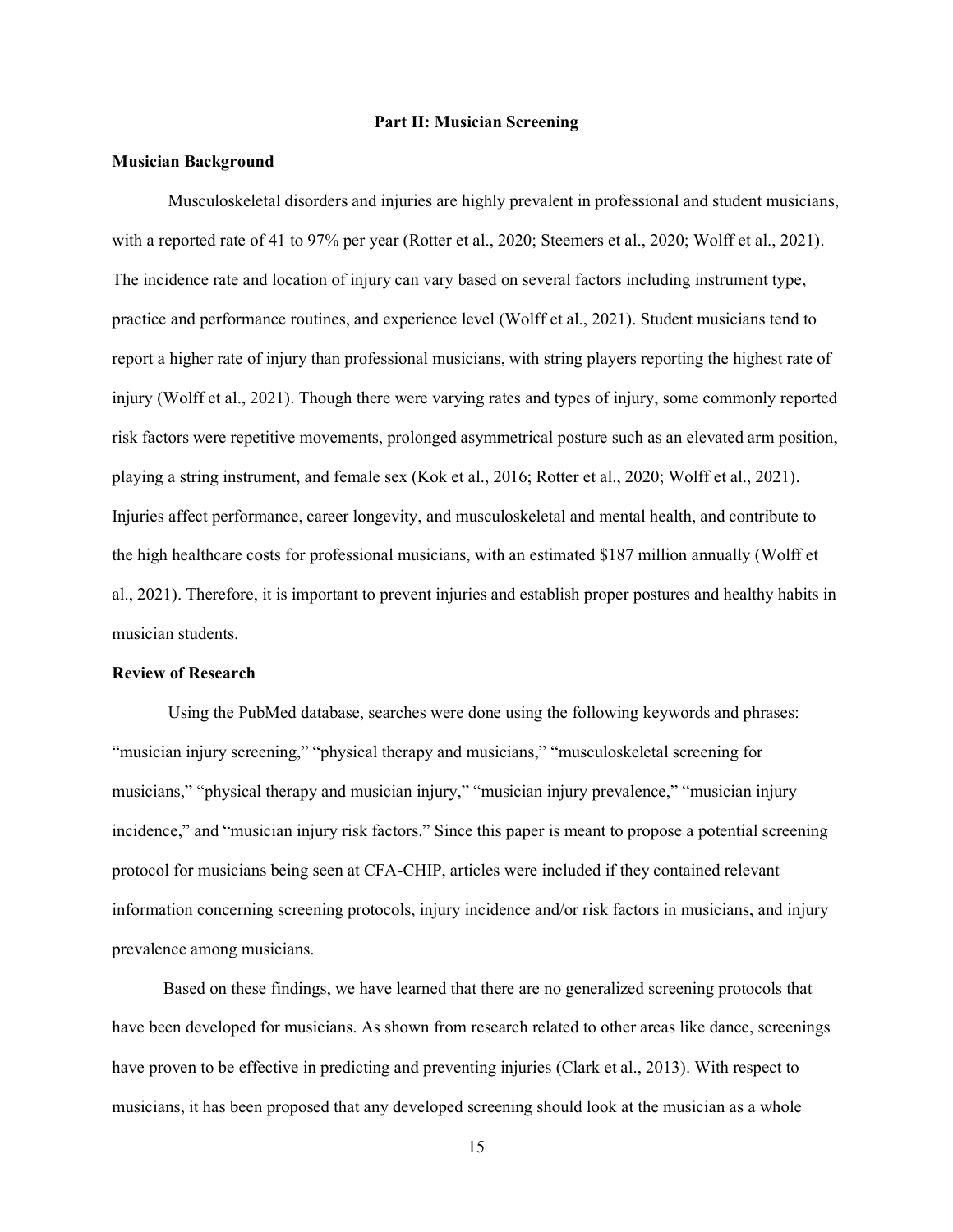## Part II: Musician Screening

### Musician Background

Musculoskeletal disorders and injuries are highly prevalent in professional and student musicians, with a reported rate of 41 to 97% per year (Rotter et al., 2020; Steemers et al., 2020; Wolff et al., 2021). The incidence rate and location of injury can vary based on several factors including instrument type, practice and performance routines, and experience level (Wolff et al., 2021). Student musicians tend to report a higher rate of injury than professional musicians, with string players reporting the highest rate of injury (Wolff et al., 2021). Though there were varying rates and types of injury, some commonly reported risk factors were repetitive movements, prolonged asymmetrical posture such as an elevated arm position, playing a string instrument, and female sex (Kok et al., 2016; Rotter et al., 2020; Wolff et al., 2021). Injuries affect performance, career longevity, and musculoskeletal and mental health, and contribute to the high healthcare costs for professional musicians, with an estimated $187 million annually (Wolff et al., 2021). Therefore, it is important to prevent injuries and establish proper postures and healthy habits in musician students.

### Review of Research

Using the PubMed database, searches were done using the following keywords and phrases: "musician injury screening," "physical therapy and musicians," "musculoskeletal screening for musicians," "physical therapy and musician injury," "musician injury prevalence," "musician injury incidence," and "musician injury risk factors." Since this paper is meant to propose a potential screening protocol for musicians being seen at CFA-CHIP, articles were included if they contained relevant information concerning screening protocols, injury incidence and/or risk factors in musicians, and injury prevalence among musicians.

Based on these findings, we have learned that there are no generalized screening protocols that have been developed for musicians. As shown from research related to other areas like dance, screenings have proven to be effective in predicting and preventing injuries (Clark et al., 2013). With respect to musicians, it has been proposed that any developed screening should look at the musician as a whole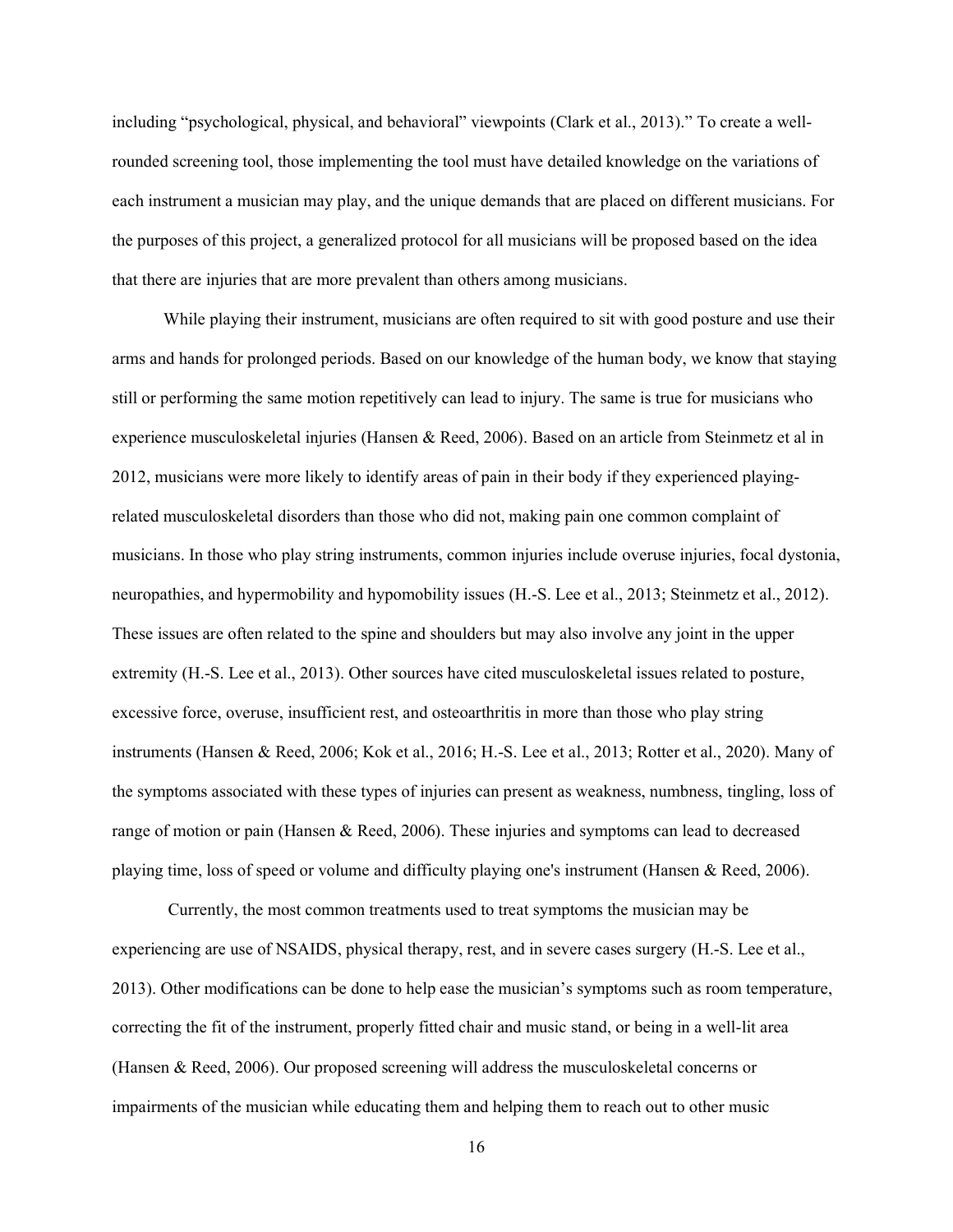including "psychological, physical, and behavioral" viewpoints (Clark et al., 2013)." To create a well-rounded screening tool, those implementing the tool must have detailed knowledge on the variations of each instrument a musician may play, and the unique demands that are placed on different musicians. For the purposes of this project, a generalized protocol for all musicians will be proposed based on the idea that there are injuries that are more prevalent than others among musicians.

While playing their instrument, musicians are often required to sit with good posture and use their arms and hands for prolonged periods. Based on our knowledge of the human body, we know that staying still or performing the same motion repetitively can lead to injury. The same is true for musicians who experience musculoskeletal injuries (Hansen & Reed, 2006). Based on an article from Steinmetz et al in 2012, musicians were more likely to identify areas of pain in their body if they experienced playing-related musculoskeletal disorders than those who did not, making pain one common complaint of musicians. In those who play string instruments, common injuries include overuse injuries, focal dystonia, neuropathies, and hypermobility and hypomobility issues (H.-S. Lee et al., 2013; Steinmetz et al., 2012). These issues are often related to the spine and shoulders but may also involve any joint in the upper extremity (H.-S. Lee et al., 2013). Other sources have cited musculoskeletal issues related to posture, excessive force, overuse, insufficient rest, and osteoarthritis in more than those who play string instruments (Hansen & Reed, 2006; Kok et al., 2016; H.-S. Lee et al., 2013; Rotter et al., 2020). Many of the symptoms associated with these types of injuries can present as weakness, numbness, tingling, loss of range of motion or pain (Hansen & Reed, 2006). These injuries and symptoms can lead to decreased playing time, loss of speed or volume and difficulty playing one's instrument (Hansen & Reed, 2006).

Currently, the most common treatments used to treat symptoms the musician may be experiencing are use of NSAIDS, physical therapy, rest, and in severe cases surgery (H.-S. Lee et al., 2013). Other modifications can be done to help ease the musician's symptoms such as room temperature, correcting the fit of the instrument, properly fitted chair and music stand, or being in a well-lit area (Hansen & Reed, 2006). Our proposed screening will address the musculoskeletal concerns or impairments of the musician while educating them and helping them to reach out to other music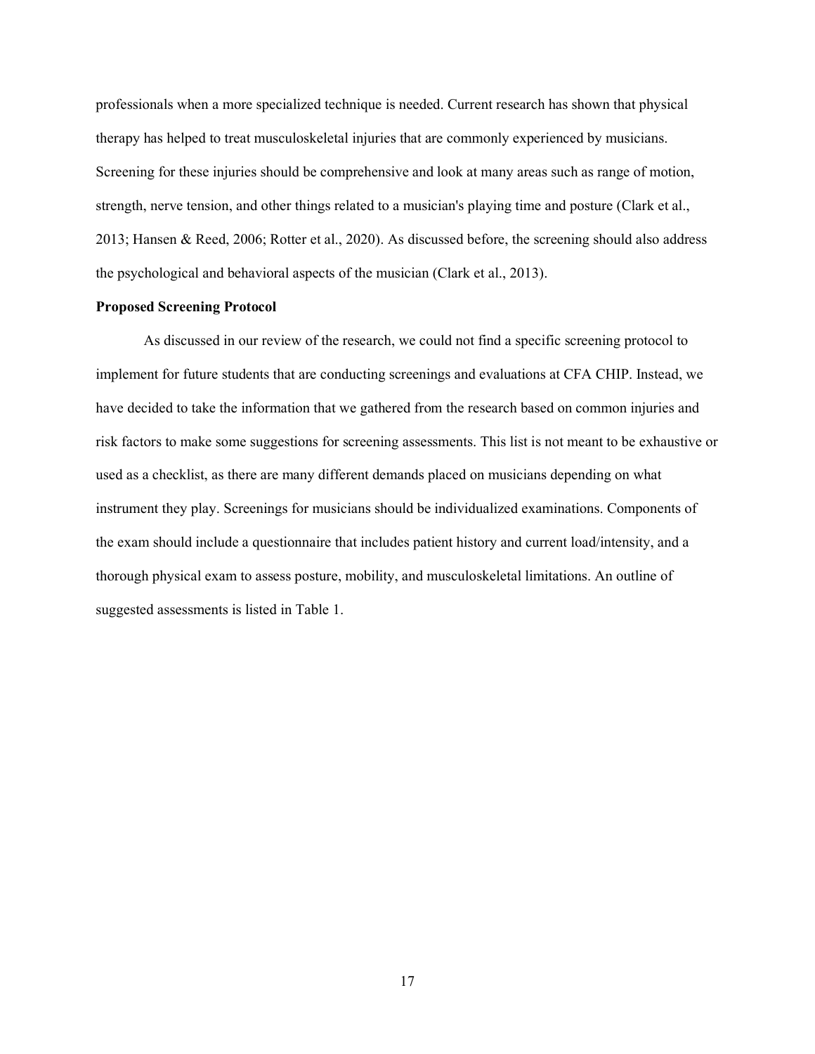professionals when a more specialized technique is needed. Current research has shown that physical therapy has helped to treat musculoskeletal injuries that are commonly experienced by musicians. Screening for these injuries should be comprehensive and look at many areas such as range of motion, strength, nerve tension, and other things related to a musician's playing time and posture (Clark et al., 2013; Hansen & Reed, 2006; Rotter et al., 2020). As discussed before, the screening should also address the psychological and behavioral aspects of the musician (Clark et al., 2013).

**Proposed Screening Protocol**

As discussed in our review of the research, we could not find a specific screening protocol to implement for future students that are conducting screenings and evaluations at CFA CHIP. Instead, we have decided to take the information that we gathered from the research based on common injuries and risk factors to make some suggestions for screening assessments. This list is not meant to be exhaustive or used as a checklist, as there are many different demands placed on musicians depending on what instrument they play. Screenings for musicians should be individualized examinations. Components of the exam should include a questionnaire that includes patient history and current load/intensity, and a thorough physical exam to assess posture, mobility, and musculoskeletal limitations. An outline of suggested assessments is listed in Table 1.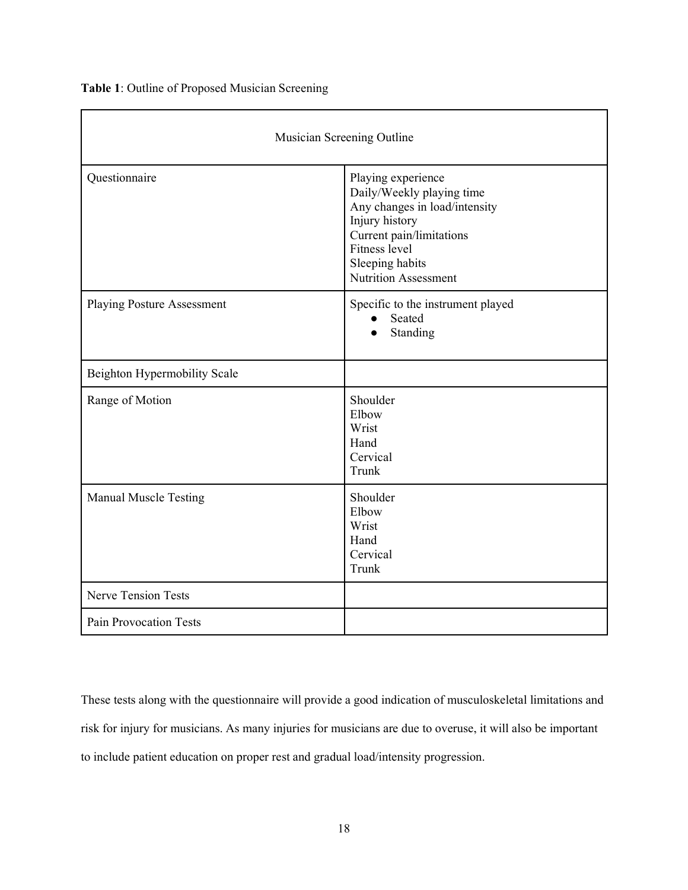**Table 1**: Outline of Proposed Musician Screening

| Musician Screening Outline | |
|---|---|
| Questionnaire | Playing experience<br>Daily/Weekly playing time<br>Any changes in load/intensity<br>Injury history<br>Current pain/limitations<br>Fitness level<br>Sleeping habits<br>Nutrition Assessment |
| Playing Posture Assessment | Specific to the instrument played<br>• Seated<br>• Standing |
| Beighton Hypermobility Scale | |
| Range of Motion | Shoulder<br>Elbow<br>Wrist<br>Hand<br>Cervical<br>Trunk |
| Manual Muscle Testing | Shoulder<br>Elbow<br>Wrist<br>Hand<br>Cervical<br>Trunk |
| Nerve Tension Tests | |
| Pain Provocation Tests | |

These tests along with the questionnaire will provide a good indication of musculoskeletal limitations and risk for injury for musicians. As many injuries for musicians are due to overuse, it will also be important to include patient education on proper rest and gradual load/intensity progression.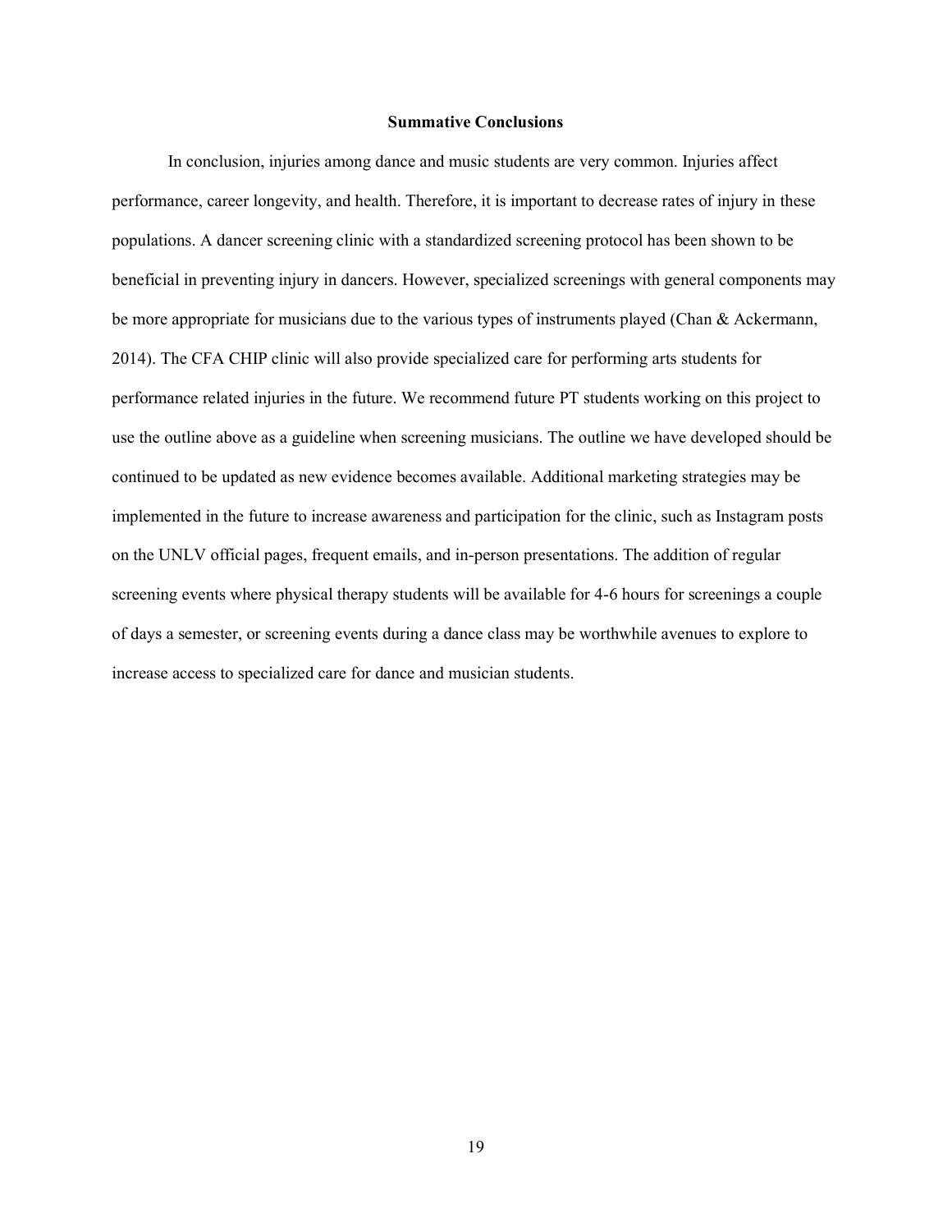## Summative Conclusions

In conclusion, injuries among dance and music students are very common. Injuries affect performance, career longevity, and health. Therefore, it is important to decrease rates of injury in these populations. A dancer screening clinic with a standardized screening protocol has been shown to be beneficial in preventing injury in dancers. However, specialized screenings with general components may be more appropriate for musicians due to the various types of instruments played (Chan & Ackermann, 2014). The CFA CHIP clinic will also provide specialized care for performing arts students for performance related injuries in the future. We recommend future PT students working on this project to use the outline above as a guideline when screening musicians. The outline we have developed should be continued to be updated as new evidence becomes available. Additional marketing strategies may be implemented in the future to increase awareness and participation for the clinic, such as Instagram posts on the UNLV official pages, frequent emails, and in-person presentations. The addition of regular screening events where physical therapy students will be available for 4-6 hours for screenings a couple of days a semester, or screening events during a dance class may be worthwhile avenues to explore to increase access to specialized care for dance and musician students.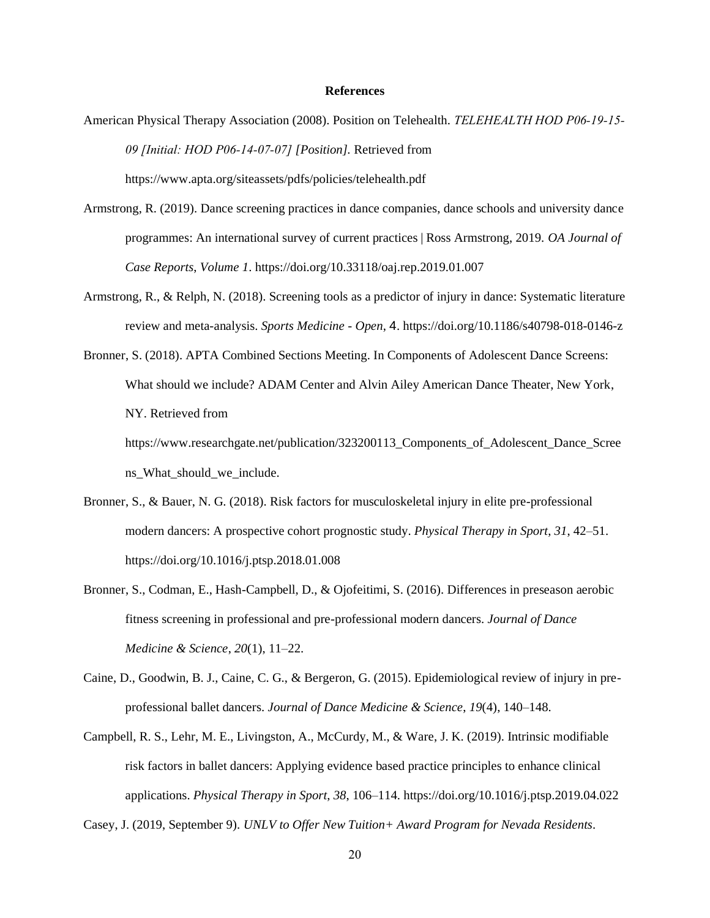# References

American Physical Therapy Association (2008). Position on Telehealth. *TELEHEALTH HOD P06-19-15-09 [Initial: HOD P06-14-07-07] [Position]*. Retrieved from https://www.apta.org/siteassets/pdfs/policies/telehealth.pdf

Armstrong, R. (2019). Dance screening practices in dance companies, dance schools and university dance programmes: An international survey of current practices | Ross Armstrong, 2019. *OA Journal of Case Reports*, *Volume 1*. https://doi.org/10.33118/oaj.rep.2019.01.007

Armstrong, R., & Relph, N. (2018). Screening tools as a predictor of injury in dance: Systematic literature review and meta-analysis. *Sports Medicine - Open*, 4. https://doi.org/10.1186/s40798-018-0146-z

Bronner, S. (2018). APTA Combined Sections Meeting. In Components of Adolescent Dance Screens: What should we include? ADAM Center and Alvin Ailey American Dance Theater, New York, NY. Retrieved from https://www.researchgate.net/publication/323200113_Components_of_Adolescent_Dance_Screens_What_should_we_include.

Bronner, S., & Bauer, N. G. (2018). Risk factors for musculoskeletal injury in elite pre-professional modern dancers: A prospective cohort prognostic study. *Physical Therapy in Sport*, *31*, 42–51. https://doi.org/10.1016/j.ptsp.2018.01.008

Bronner, S., Codman, E., Hash-Campbell, D., & Ojofeitimi, S. (2016). Differences in preseason aerobic fitness screening in professional and pre-professional modern dancers. *Journal of Dance Medicine & Science*, *20*(1), 11–22.

Caine, D., Goodwin, B. J., Caine, C. G., & Bergeron, G. (2015). Epidemiological review of injury in pre-professional ballet dancers. *Journal of Dance Medicine & Science*, *19*(4), 140–148.

Campbell, R. S., Lehr, M. E., Livingston, A., McCurdy, M., & Ware, J. K. (2019). Intrinsic modifiable risk factors in ballet dancers: Applying evidence based practice principles to enhance clinical applications. *Physical Therapy in Sport*, *38*, 106–114. https://doi.org/10.1016/j.ptsp.2019.04.022

Casey, J. (2019, September 9). *UNLV to Offer New Tuition+ Award Program for Nevada Residents*.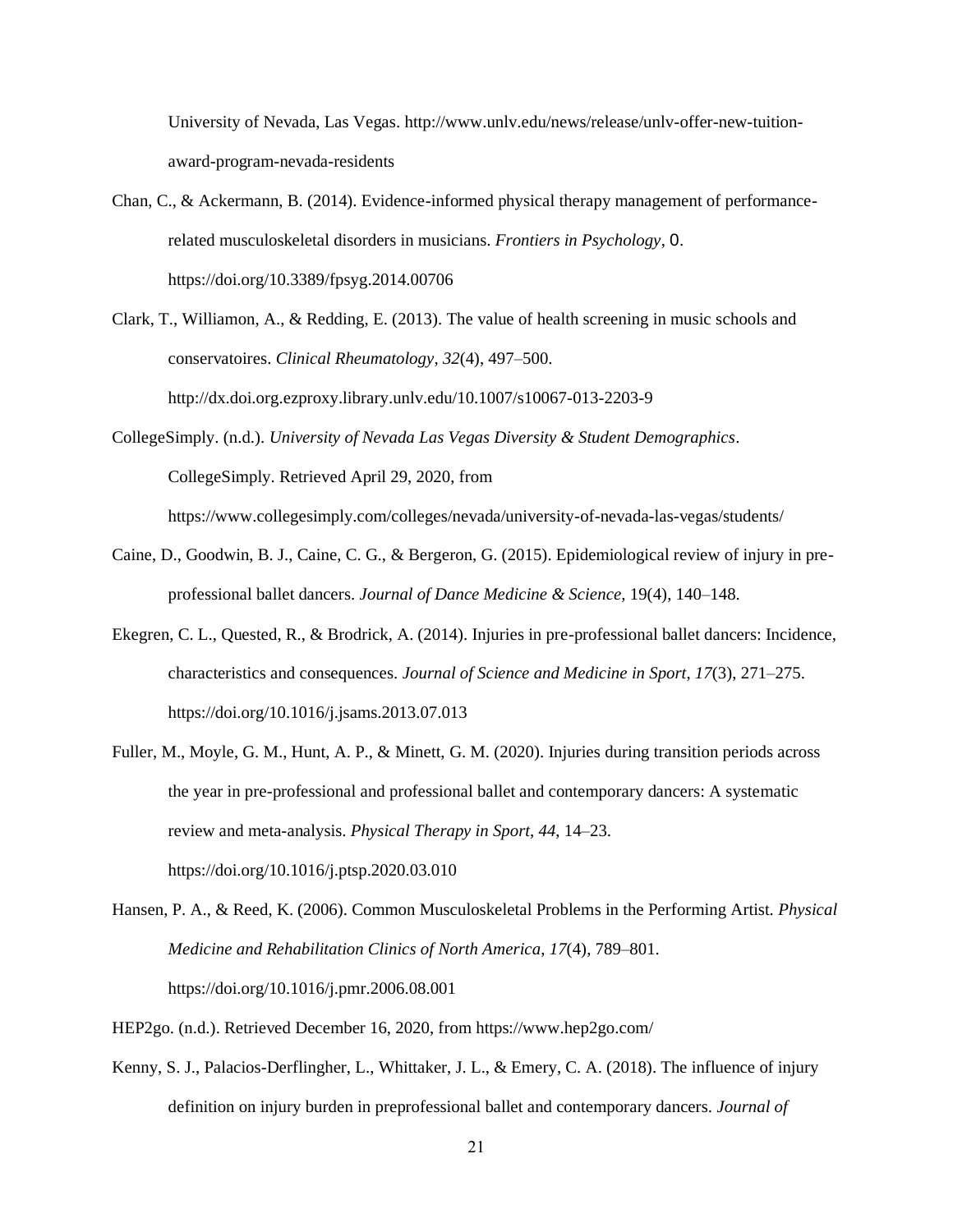University of Nevada, Las Vegas. http://www.unlv.edu/news/release/unlv-offer-new-tuition-award-program-nevada-residents

Chan, C., & Ackermann, B. (2014). Evidence-informed physical therapy management of performance-related musculoskeletal disorders in musicians. *Frontiers in Psychology*, 0. https://doi.org/10.3389/fpsyg.2014.00706

Clark, T., Williamon, A., & Redding, E. (2013). The value of health screening in music schools and conservatoires. *Clinical Rheumatology*, *32*(4), 497–500. http://dx.doi.org.ezproxy.library.unlv.edu/10.1007/s10067-013-2203-9

CollegeSimply. (n.d.). *University of Nevada Las Vegas Diversity & Student Demographics*. CollegeSimply. Retrieved April 29, 2020, from https://www.collegesimply.com/colleges/nevada/university-of-nevada-las-vegas/students/

Caine, D., Goodwin, B. J., Caine, C. G., & Bergeron, G. (2015). Epidemiological review of injury in pre-professional ballet dancers. *Journal of Dance Medicine & Science,* 19(4), 140–148.

Ekegren, C. L., Quested, R., & Brodrick, A. (2014). Injuries in pre-professional ballet dancers: Incidence, characteristics and consequences. *Journal of Science and Medicine in Sport*, *17*(3), 271–275. https://doi.org/10.1016/j.jsams.2013.07.013

Fuller, M., Moyle, G. M., Hunt, A. P., & Minett, G. M. (2020). Injuries during transition periods across the year in pre-professional and professional ballet and contemporary dancers: A systematic review and meta-analysis. *Physical Therapy in Sport*, *44*, 14–23. https://doi.org/10.1016/j.ptsp.2020.03.010

Hansen, P. A., & Reed, K. (2006). Common Musculoskeletal Problems in the Performing Artist. *Physical Medicine and Rehabilitation Clinics of North America*, *17*(4), 789–801. https://doi.org/10.1016/j.pmr.2006.08.001

HEP2go. (n.d.). Retrieved December 16, 2020, from https://www.hep2go.com/

Kenny, S. J., Palacios-Derflingher, L., Whittaker, J. L., & Emery, C. A. (2018). The influence of injury definition on injury burden in preprofessional ballet and contemporary dancers. *Journal of*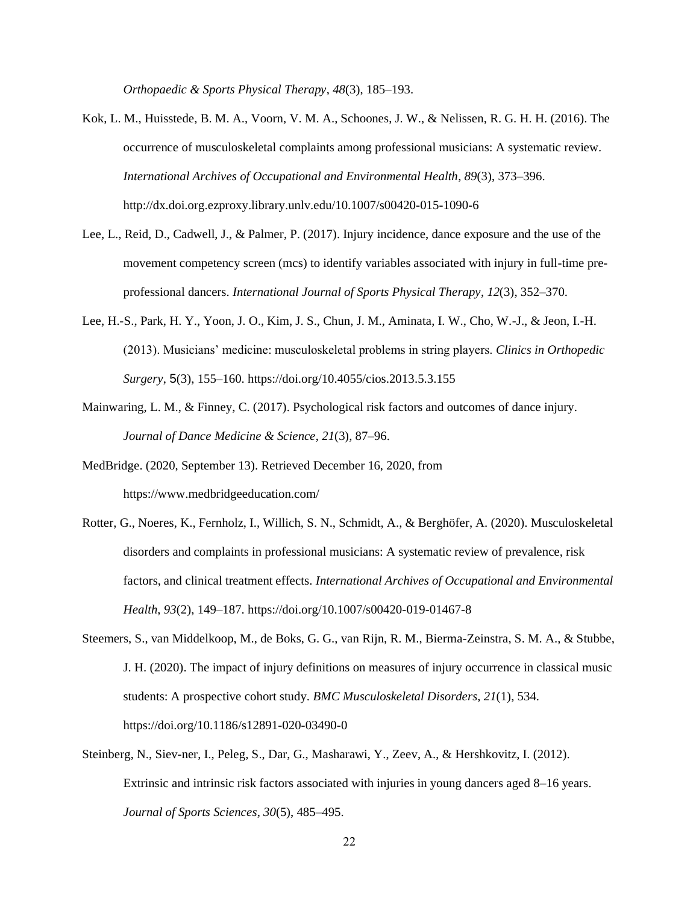*Orthopaedic & Sports Physical Therapy*, *48*(3), 185–193.

Kok, L. M., Huisstede, B. M. A., Voorn, V. M. A., Schoones, J. W., & Nelissen, R. G. H. H. (2016). The occurrence of musculoskeletal complaints among professional musicians: A systematic review. *International Archives of Occupational and Environmental Health*, *89*(3), 373–396. http://dx.doi.org.ezproxy.library.unlv.edu/10.1007/s00420-015-1090-6

Lee, L., Reid, D., Cadwell, J., & Palmer, P. (2017). Injury incidence, dance exposure and the use of the movement competency screen (mcs) to identify variables associated with injury in full-time pre-professional dancers. *International Journal of Sports Physical Therapy*, *12*(3), 352–370.

Lee, H.-S., Park, H. Y., Yoon, J. O., Kim, J. S., Chun, J. M., Aminata, I. W., Cho, W.-J., & Jeon, I.-H. (2013). Musicians' medicine: musculoskeletal problems in string players. *Clinics in Orthopedic Surgery*, 5(3), 155–160. https://doi.org/10.4055/cios.2013.5.3.155

Mainwaring, L. M., & Finney, C. (2017). Psychological risk factors and outcomes of dance injury. *Journal of Dance Medicine & Science*, *21*(3), 87–96.

MedBridge. (2020, September 13). Retrieved December 16, 2020, from https://www.medbridgeeducation.com/

Rotter, G., Noeres, K., Fernholz, I., Willich, S. N., Schmidt, A., & Berghöfer, A. (2020). Musculoskeletal disorders and complaints in professional musicians: A systematic review of prevalence, risk factors, and clinical treatment effects. *International Archives of Occupational and Environmental Health*, *93*(2), 149–187. https://doi.org/10.1007/s00420-019-01467-8

Steemers, S., van Middelkoop, M., de Boks, G. G., van Rijn, R. M., Bierma-Zeinstra, S. M. A., & Stubbe, J. H. (2020). The impact of injury definitions on measures of injury occurrence in classical music students: A prospective cohort study. *BMC Musculoskeletal Disorders*, *21*(1), 534. https://doi.org/10.1186/s12891-020-03490-0

Steinberg, N., Siev-ner, I., Peleg, S., Dar, G., Masharawi, Y., Zeev, A., & Hershkovitz, I. (2012). Extrinsic and intrinsic risk factors associated with injuries in young dancers aged 8–16 years. *Journal of Sports Sciences*, *30*(5), 485–495.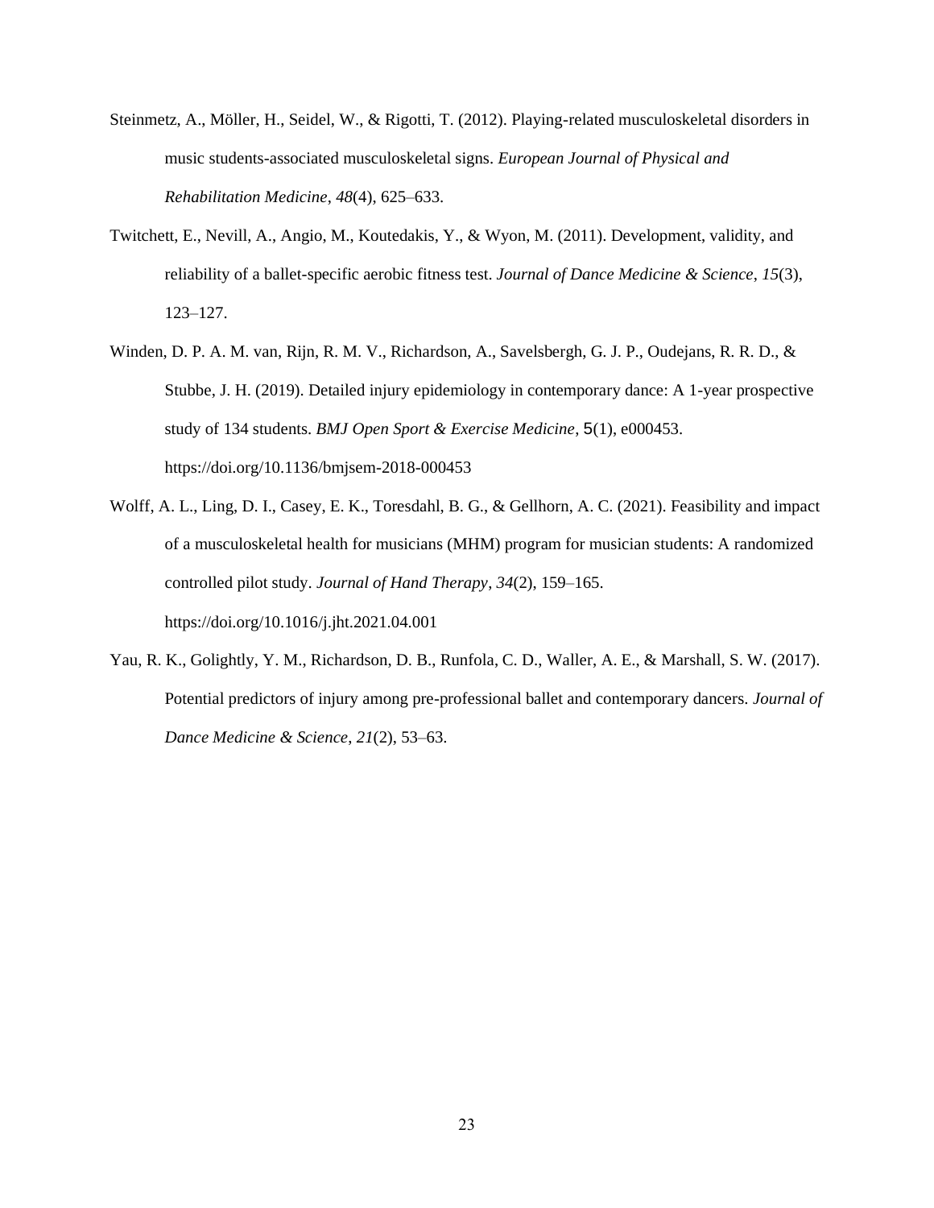Steinmetz, A., Möller, H., Seidel, W., & Rigotti, T. (2012). Playing-related musculoskeletal disorders in music students-associated musculoskeletal signs. *European Journal of Physical and Rehabilitation Medicine*, *48*(4), 625–633.

Twitchett, E., Nevill, A., Angio, M., Koutedakis, Y., & Wyon, M. (2011). Development, validity, and reliability of a ballet-specific aerobic fitness test. *Journal of Dance Medicine & Science*, *15*(3), 123–127.

Winden, D. P. A. M. van, Rijn, R. M. V., Richardson, A., Savelsbergh, G. J. P., Oudejans, R. R. D., & Stubbe, J. H. (2019). Detailed injury epidemiology in contemporary dance: A 1-year prospective study of 134 students. *BMJ Open Sport & Exercise Medicine*, 5(1), e000453. https://doi.org/10.1136/bmjsem-2018-000453

Wolff, A. L., Ling, D. I., Casey, E. K., Toresdahl, B. G., & Gellhorn, A. C. (2021). Feasibility and impact of a musculoskeletal health for musicians (MHM) program for musician students: A randomized controlled pilot study. *Journal of Hand Therapy*, *34*(2), 159–165. https://doi.org/10.1016/j.jht.2021.04.001

Yau, R. K., Golightly, Y. M., Richardson, D. B., Runfola, C. D., Waller, A. E., & Marshall, S. W. (2017). Potential predictors of injury among pre-professional ballet and contemporary dancers. *Journal of Dance Medicine & Science*, *21*(2), 53–63.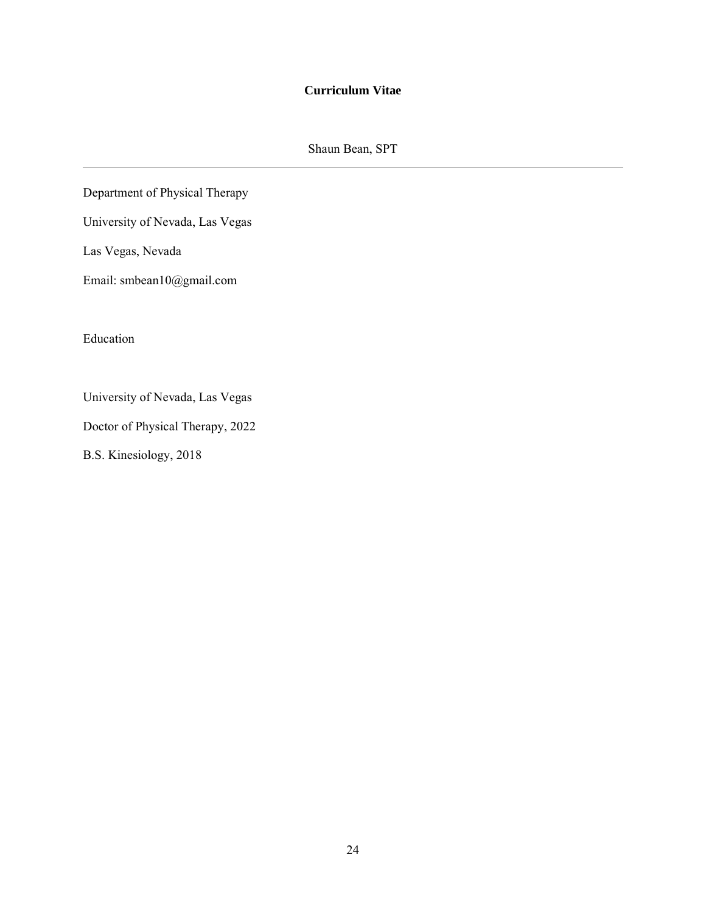# Curriculum Vitae

Shaun Bean, SPT

---

Department of Physical Therapy

University of Nevada, Las Vegas

Las Vegas, Nevada

Email: smbean10@gmail.com

Education

University of Nevada, Las Vegas

Doctor of Physical Therapy, 2022

B.S. Kinesiology, 2018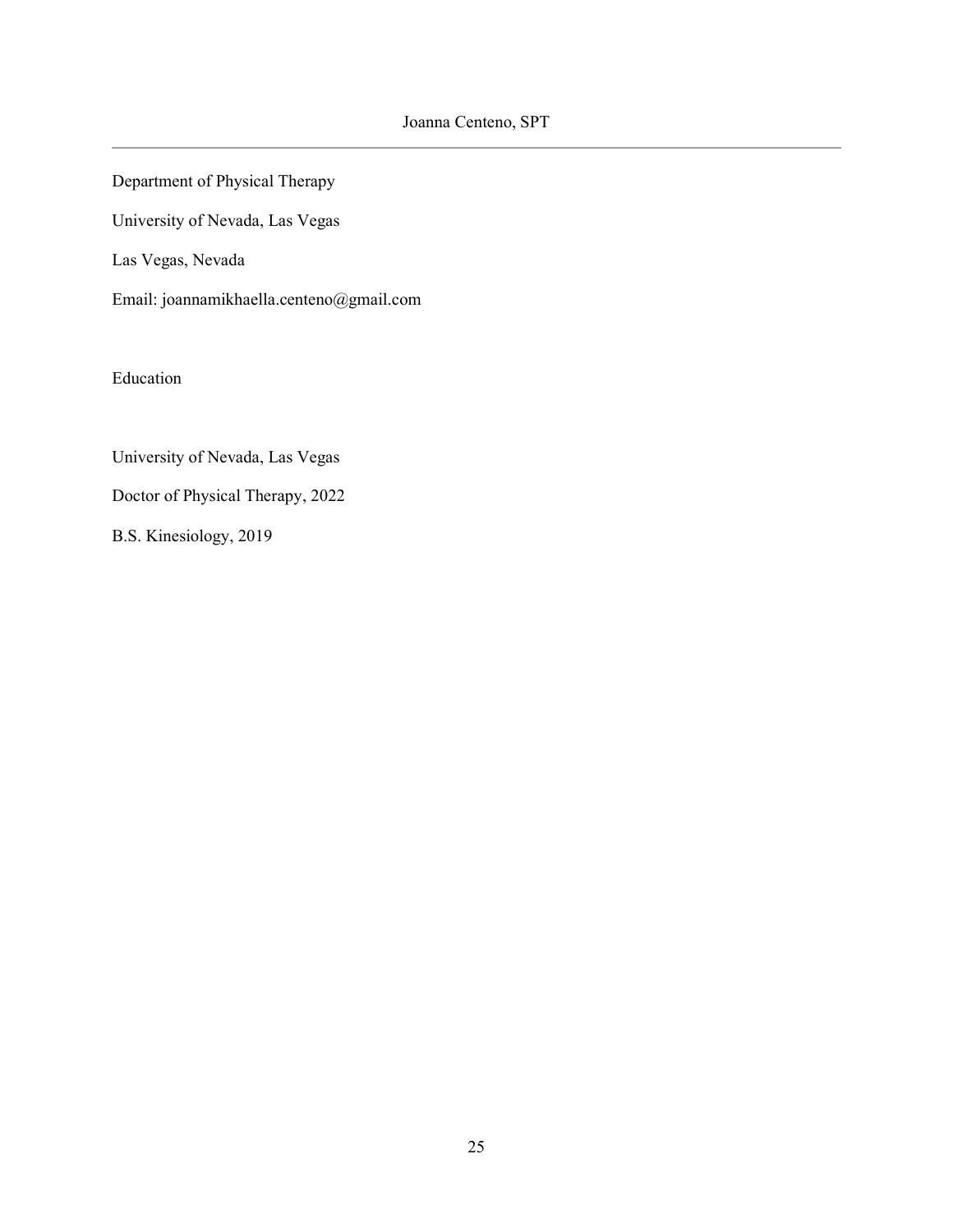# Joanna Centeno, SPT

---

Department of Physical Therapy

University of Nevada, Las Vegas

Las Vegas, Nevada

Email: joannamikhaella.centeno@gmail.com

## Education

University of Nevada, Las Vegas

Doctor of Physical Therapy, 2022

B.S. Kinesiology, 2019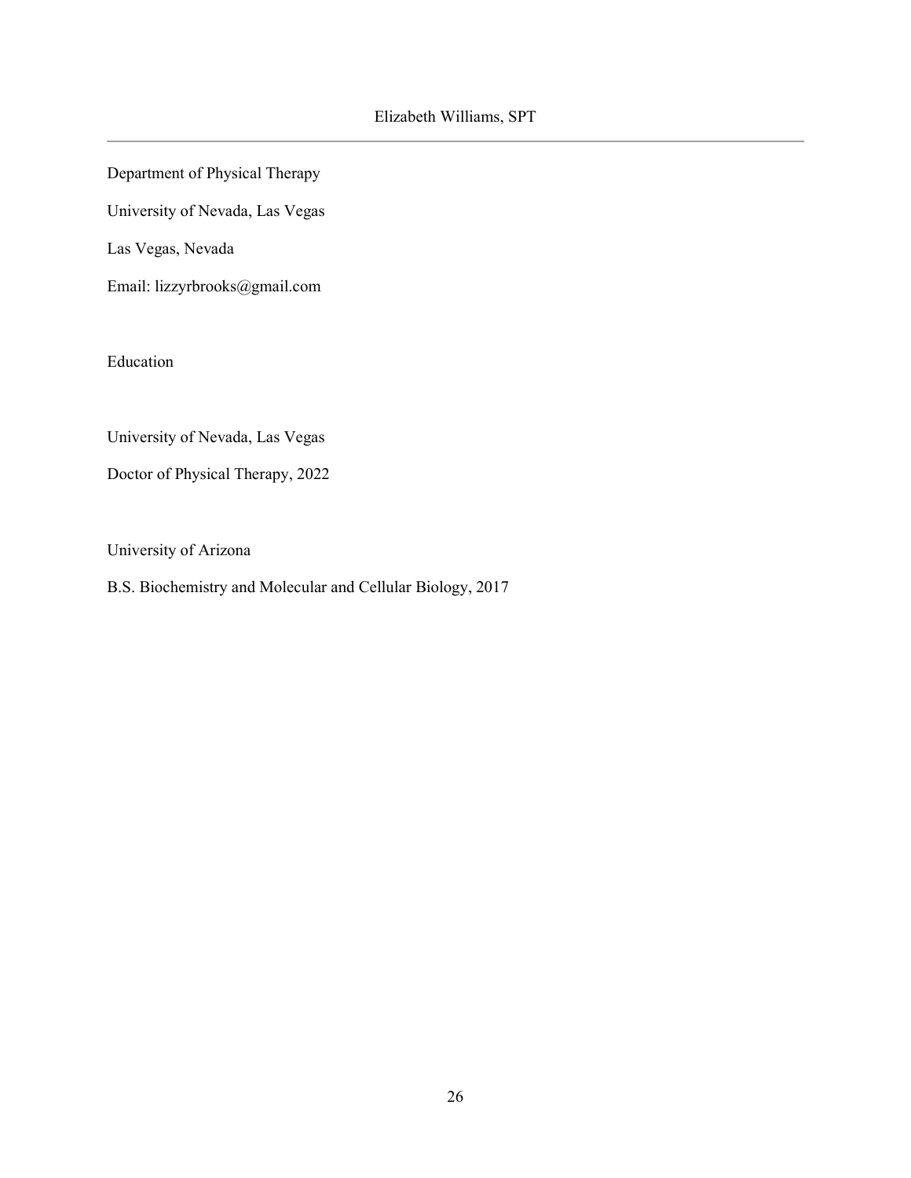# Elizabeth Williams, SPT

Department of Physical Therapy

University of Nevada, Las Vegas

Las Vegas, Nevada

Email: lizzyrbrooks@gmail.com

## Education

University of Nevada, Las Vegas

Doctor of Physical Therapy, 2022

University of Arizona

B.S. Biochemistry and Molecular and Cellular Biology, 2017